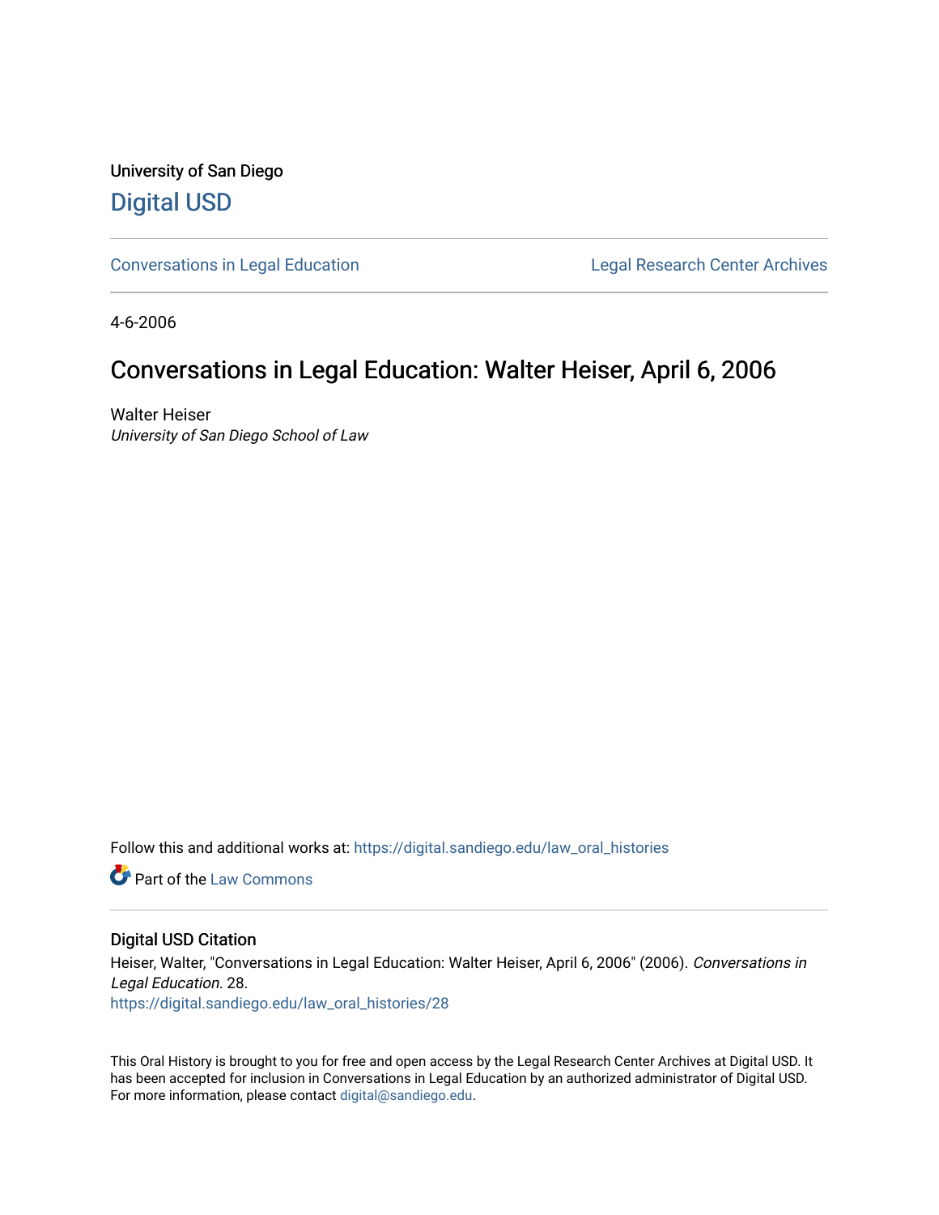University of San Diego

[Digital USD](https://digital.sandiego.edu/)

[Conversations in Legal Education](https://digital.sandiego.edu/law_oral_histories) | [Legal Research Center Archives](https://digital.sandiego.edu/law_archives)

4-6-2006

# Conversations in Legal Education: Walter Heiser, April 6, 2006

Walter Heiser
*University of San Diego School of Law*

Follow this and additional works at: https://digital.sandiego.edu/law_oral_histories

Part of the Law Commons

## Digital USD Citation

Heiser, Walter, "Conversations in Legal Education: Walter Heiser, April 6, 2006" (2006). *Conversations in Legal Education*. 28.
https://digital.sandiego.edu/law_oral_histories/28

This Oral History is brought to you for free and open access by the Legal Research Center Archives at Digital USD. It has been accepted for inclusion in Conversations in Legal Education by an authorized administrator of Digital USD. For more information, please contact digital@sandiego.edu.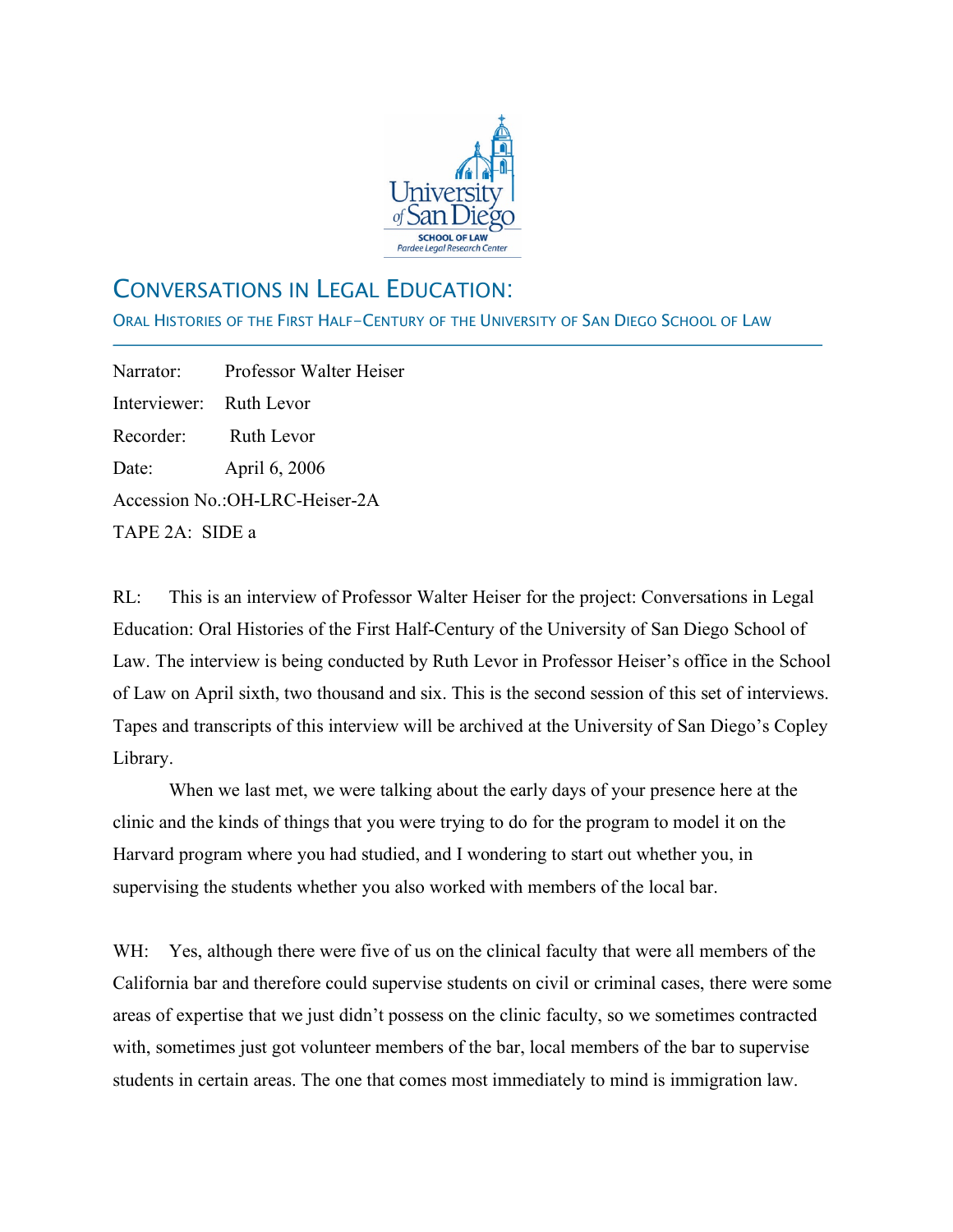# CONVERSATIONS IN LEGAL EDUCATION:

## ORAL HISTORIES OF THE FIRST HALF-CENTURY OF THE UNIVERSITY OF SAN DIEGO SCHOOL OF LAW

Narrator: Professor Walter Heiser
Interviewer: Ruth Levor
Recorder: Ruth Levor
Date: April 6, 2006
Accession No.:OH-LRC-Heiser-2A
TAPE 2A: SIDE a

RL: This is an interview of Professor Walter Heiser for the project: Conversations in Legal Education: Oral Histories of the First Half-Century of the University of San Diego School of Law. The interview is being conducted by Ruth Levor in Professor Heiser's office in the School of Law on April sixth, two thousand and six. This is the second session of this set of interviews. Tapes and transcripts of this interview will be archived at the University of San Diego's Copley Library.

When we last met, we were talking about the early days of your presence here at the clinic and the kinds of things that you were trying to do for the program to model it on the Harvard program where you had studied, and I wondering to start out whether you, in supervising the students whether you also worked with members of the local bar.

WH: Yes, although there were five of us on the clinical faculty that were all members of the California bar and therefore could supervise students on civil or criminal cases, there were some areas of expertise that we just didn't possess on the clinic faculty, so we sometimes contracted with, sometimes just got volunteer members of the bar, local members of the bar to supervise students in certain areas. The one that comes most immediately to mind is immigration law.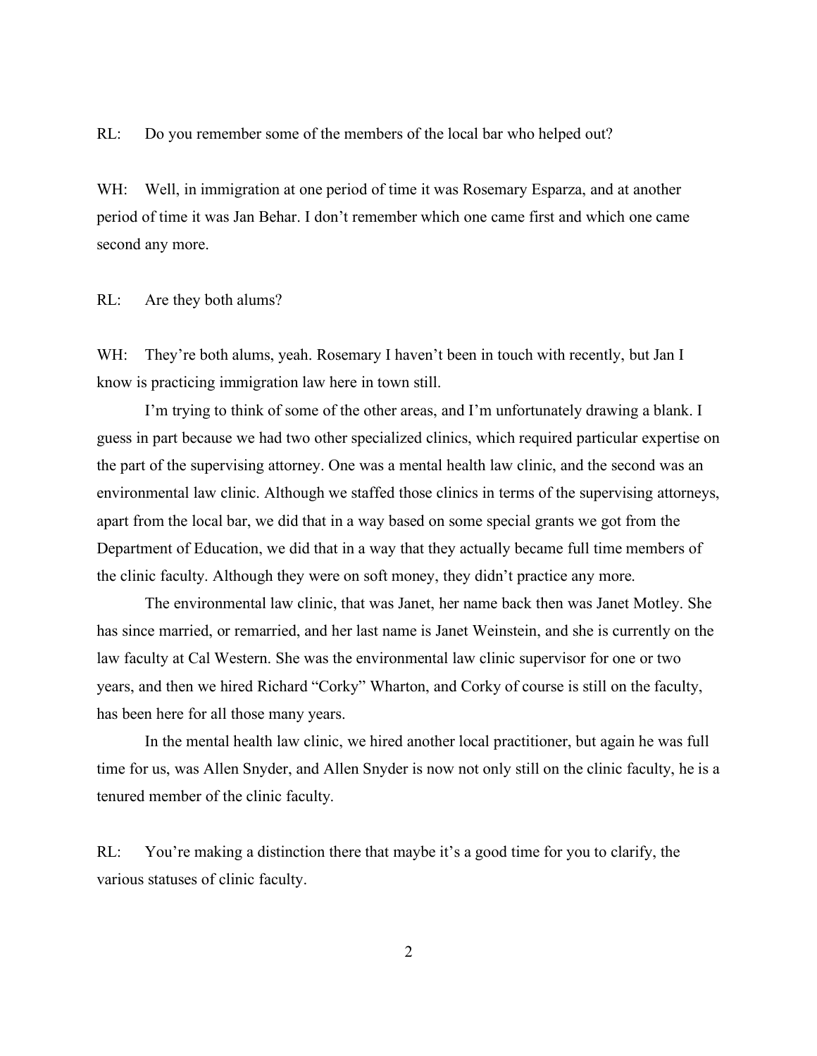RL: Do you remember some of the members of the local bar who helped out?

WH: Well, in immigration at one period of time it was Rosemary Esparza, and at another period of time it was Jan Behar. I don't remember which one came first and which one came second any more.

RL: Are they both alums?

WH: They're both alums, yeah. Rosemary I haven't been in touch with recently, but Jan I know is practicing immigration law here in town still.

I'm trying to think of some of the other areas, and I'm unfortunately drawing a blank. I guess in part because we had two other specialized clinics, which required particular expertise on the part of the supervising attorney. One was a mental health law clinic, and the second was an environmental law clinic. Although we staffed those clinics in terms of the supervising attorneys, apart from the local bar, we did that in a way based on some special grants we got from the Department of Education, we did that in a way that they actually became full time members of the clinic faculty. Although they were on soft money, they didn't practice any more.

The environmental law clinic, that was Janet, her name back then was Janet Motley. She has since married, or remarried, and her last name is Janet Weinstein, and she is currently on the law faculty at Cal Western. She was the environmental law clinic supervisor for one or two years, and then we hired Richard "Corky" Wharton, and Corky of course is still on the faculty, has been here for all those many years.

In the mental health law clinic, we hired another local practitioner, but again he was full time for us, was Allen Snyder, and Allen Snyder is now not only still on the clinic faculty, he is a tenured member of the clinic faculty.

RL: You're making a distinction there that maybe it's a good time for you to clarify, the various statuses of clinic faculty.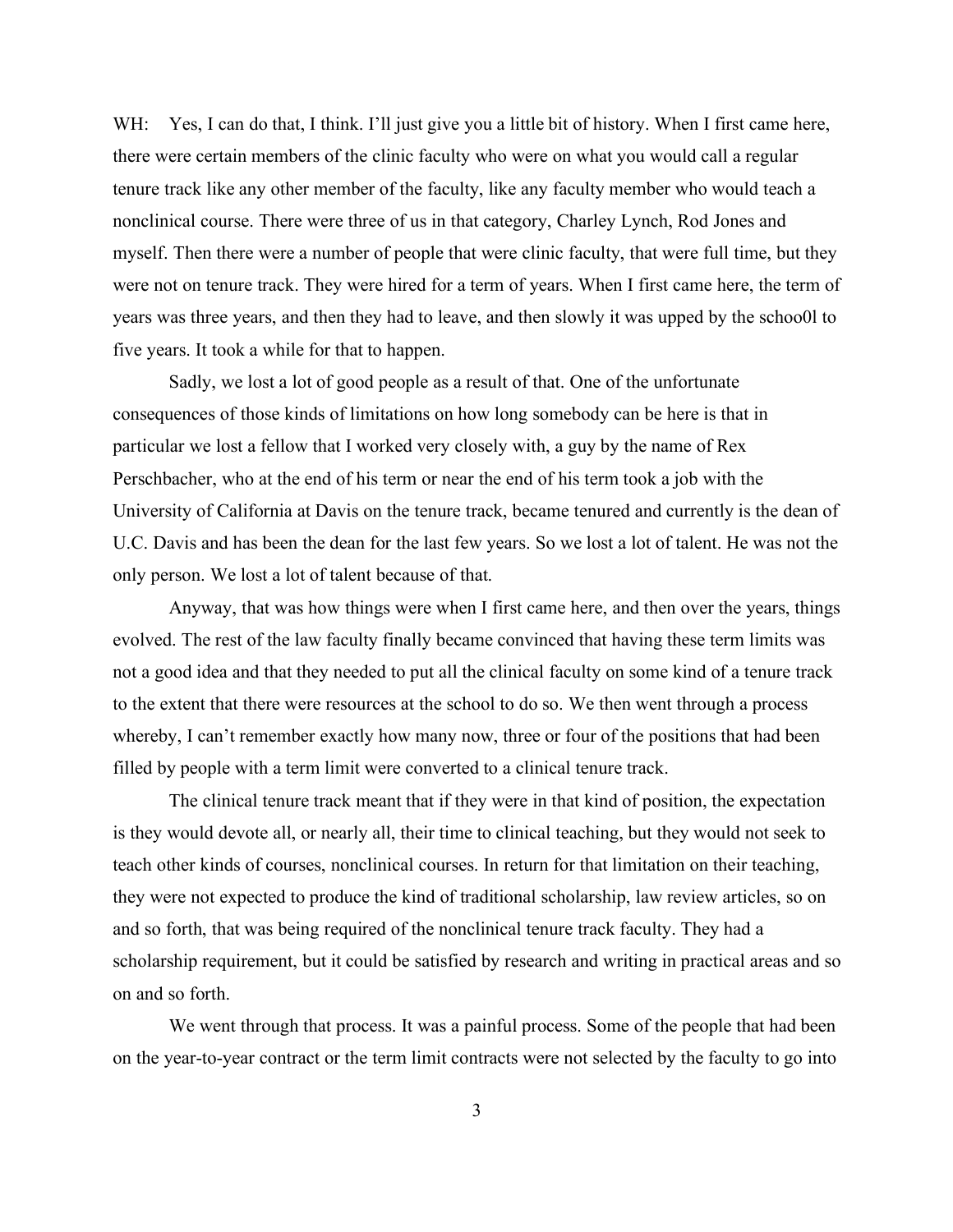WH: Yes, I can do that, I think. I'll just give you a little bit of history. When I first came here, there were certain members of the clinic faculty who were on what you would call a regular tenure track like any other member of the faculty, like any faculty member who would teach a nonclinical course. There were three of us in that category, Charley Lynch, Rod Jones and myself. Then there were a number of people that were clinic faculty, that were full time, but they were not on tenure track. They were hired for a term of years. When I first came here, the term of years was three years, and then they had to leave, and then slowly it was upped by the schoo0l to five years. It took a while for that to happen.

Sadly, we lost a lot of good people as a result of that. One of the unfortunate consequences of those kinds of limitations on how long somebody can be here is that in particular we lost a fellow that I worked very closely with, a guy by the name of Rex Perschbacher, who at the end of his term or near the end of his term took a job with the University of California at Davis on the tenure track, became tenured and currently is the dean of U.C. Davis and has been the dean for the last few years. So we lost a lot of talent. He was not the only person. We lost a lot of talent because of that.

Anyway, that was how things were when I first came here, and then over the years, things evolved. The rest of the law faculty finally became convinced that having these term limits was not a good idea and that they needed to put all the clinical faculty on some kind of a tenure track to the extent that there were resources at the school to do so. We then went through a process whereby, I can't remember exactly how many now, three or four of the positions that had been filled by people with a term limit were converted to a clinical tenure track.

The clinical tenure track meant that if they were in that kind of position, the expectation is they would devote all, or nearly all, their time to clinical teaching, but they would not seek to teach other kinds of courses, nonclinical courses. In return for that limitation on their teaching, they were not expected to produce the kind of traditional scholarship, law review articles, so on and so forth, that was being required of the nonclinical tenure track faculty. They had a scholarship requirement, but it could be satisfied by research and writing in practical areas and so on and so forth.

We went through that process. It was a painful process. Some of the people that had been on the year-to-year contract or the term limit contracts were not selected by the faculty to go into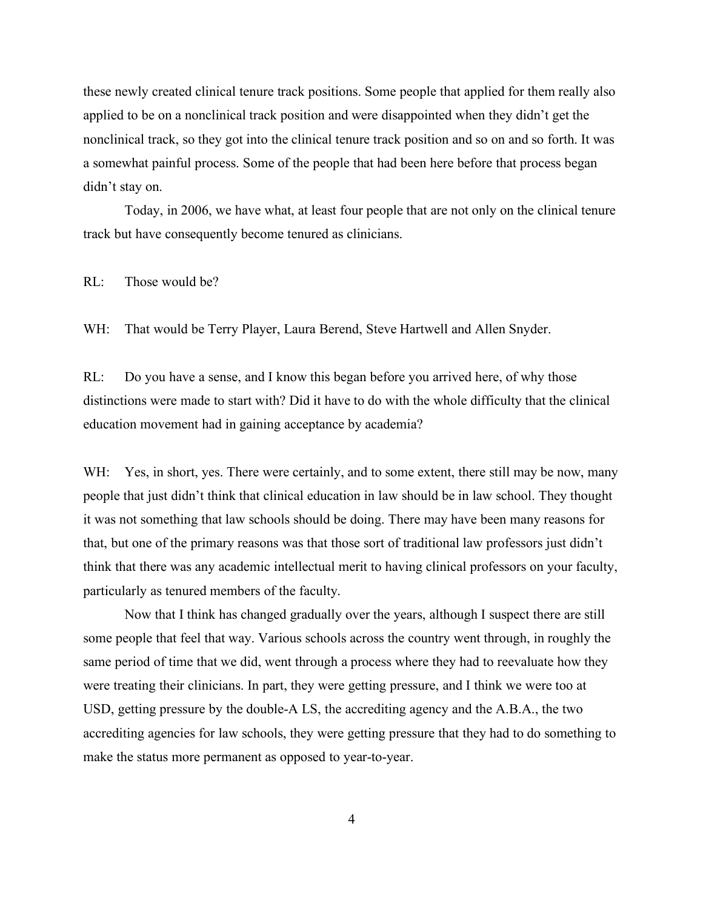these newly created clinical tenure track positions. Some people that applied for them really also applied to be on a nonclinical track position and were disappointed when they didn't get the nonclinical track, so they got into the clinical tenure track position and so on and so forth. It was a somewhat painful process. Some of the people that had been here before that process began didn't stay on.

Today, in 2006, we have what, at least four people that are not only on the clinical tenure track but have consequently become tenured as clinicians.

RL: Those would be?

WH: That would be Terry Player, Laura Berend, Steve Hartwell and Allen Snyder.

RL: Do you have a sense, and I know this began before you arrived here, of why those distinctions were made to start with? Did it have to do with the whole difficulty that the clinical education movement had in gaining acceptance by academia?

WH: Yes, in short, yes. There were certainly, and to some extent, there still may be now, many people that just didn't think that clinical education in law should be in law school. They thought it was not something that law schools should be doing. There may have been many reasons for that, but one of the primary reasons was that those sort of traditional law professors just didn't think that there was any academic intellectual merit to having clinical professors on your faculty, particularly as tenured members of the faculty.

Now that I think has changed gradually over the years, although I suspect there are still some people that feel that way. Various schools across the country went through, in roughly the same period of time that we did, went through a process where they had to reevaluate how they were treating their clinicians. In part, they were getting pressure, and I think we were too at USD, getting pressure by the double-A LS, the accrediting agency and the A.B.A., the two accrediting agencies for law schools, they were getting pressure that they had to do something to make the status more permanent as opposed to year-to-year.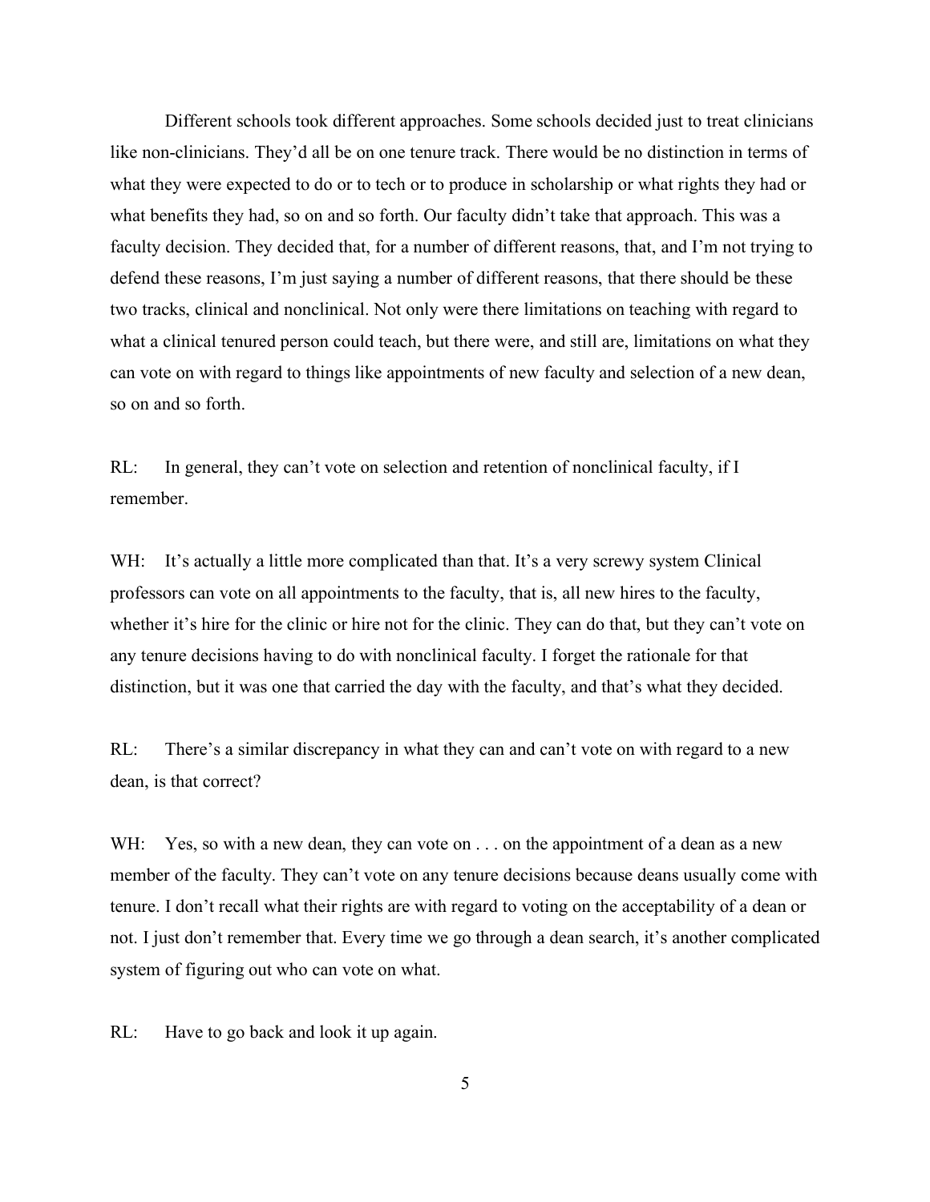Different schools took different approaches. Some schools decided just to treat clinicians like non-clinicians. They'd all be on one tenure track. There would be no distinction in terms of what they were expected to do or to tech or to produce in scholarship or what rights they had or what benefits they had, so on and so forth. Our faculty didn't take that approach. This was a faculty decision. They decided that, for a number of different reasons, that, and I'm not trying to defend these reasons, I'm just saying a number of different reasons, that there should be these two tracks, clinical and nonclinical. Not only were there limitations on teaching with regard to what a clinical tenured person could teach, but there were, and still are, limitations on what they can vote on with regard to things like appointments of new faculty and selection of a new dean, so on and so forth.

RL: In general, they can't vote on selection and retention of nonclinical faculty, if I remember.

WH: It's actually a little more complicated than that. It's a very screwy system Clinical professors can vote on all appointments to the faculty, that is, all new hires to the faculty, whether it's hire for the clinic or hire not for the clinic. They can do that, but they can't vote on any tenure decisions having to do with nonclinical faculty. I forget the rationale for that distinction, but it was one that carried the day with the faculty, and that's what they decided.

RL: There's a similar discrepancy in what they can and can't vote on with regard to a new dean, is that correct?

WH: Yes, so with a new dean, they can vote on . . . on the appointment of a dean as a new member of the faculty. They can't vote on any tenure decisions because deans usually come with tenure. I don't recall what their rights are with regard to voting on the acceptability of a dean or not. I just don't remember that. Every time we go through a dean search, it's another complicated system of figuring out who can vote on what.

RL: Have to go back and look it up again.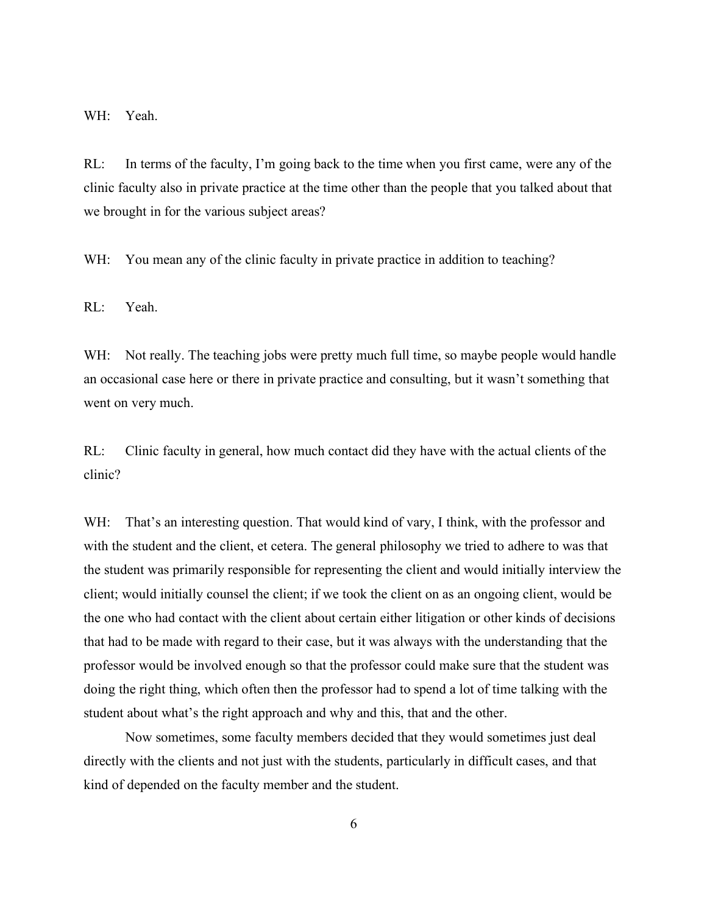WH: Yeah.

RL: In terms of the faculty, I'm going back to the time when you first came, were any of the clinic faculty also in private practice at the time other than the people that you talked about that we brought in for the various subject areas?

WH: You mean any of the clinic faculty in private practice in addition to teaching?

RL: Yeah.

WH: Not really. The teaching jobs were pretty much full time, so maybe people would handle an occasional case here or there in private practice and consulting, but it wasn't something that went on very much.

RL: Clinic faculty in general, how much contact did they have with the actual clients of the clinic?

WH: That's an interesting question. That would kind of vary, I think, with the professor and with the student and the client, et cetera. The general philosophy we tried to adhere to was that the student was primarily responsible for representing the client and would initially interview the client; would initially counsel the client; if we took the client on as an ongoing client, would be the one who had contact with the client about certain either litigation or other kinds of decisions that had to be made with regard to their case, but it was always with the understanding that the professor would be involved enough so that the professor could make sure that the student was doing the right thing, which often then the professor had to spend a lot of time talking with the student about what's the right approach and why and this, that and the other.

Now sometimes, some faculty members decided that they would sometimes just deal directly with the clients and not just with the students, particularly in difficult cases, and that kind of depended on the faculty member and the student.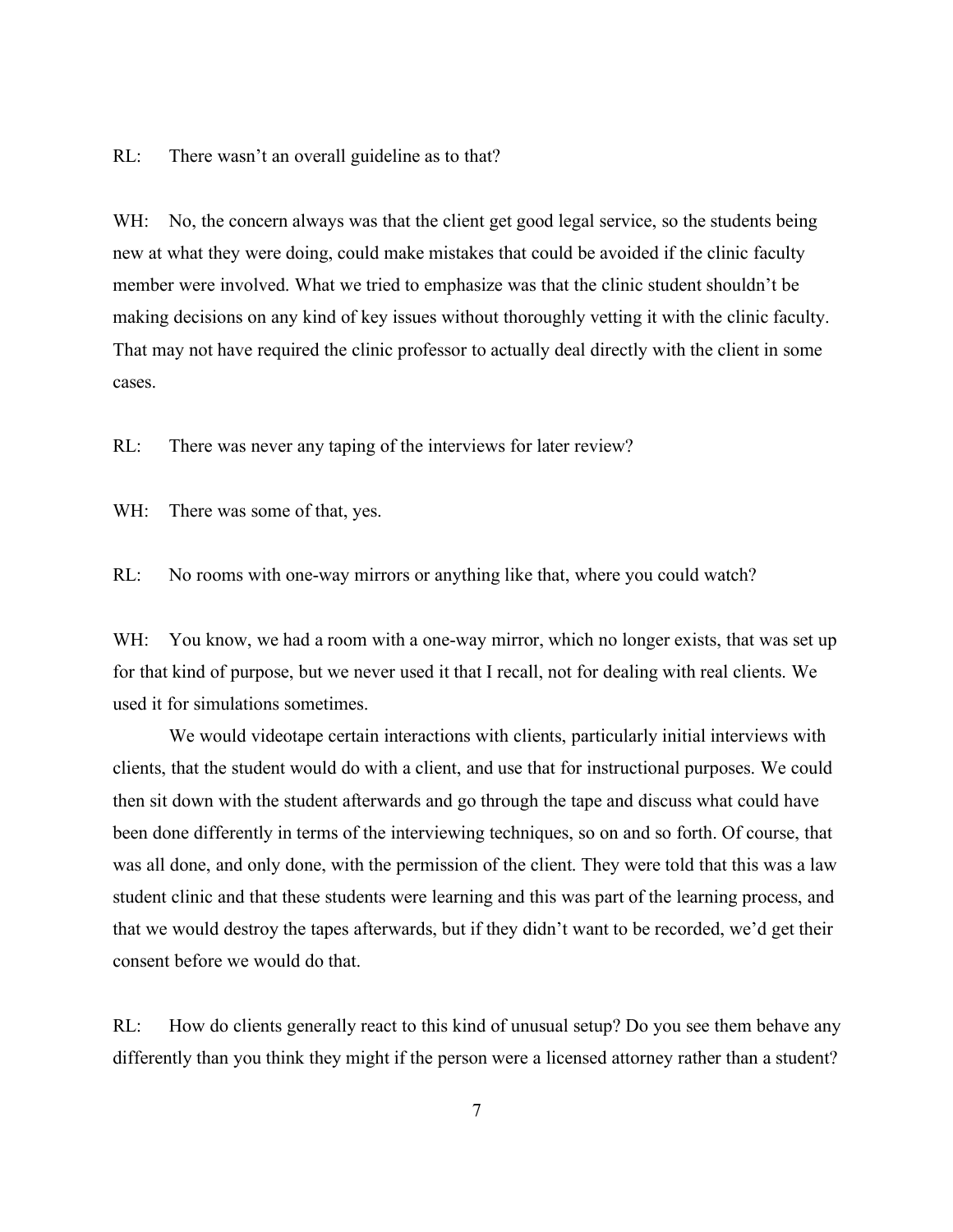RL: There wasn't an overall guideline as to that?

WH: No, the concern always was that the client get good legal service, so the students being new at what they were doing, could make mistakes that could be avoided if the clinic faculty member were involved. What we tried to emphasize was that the clinic student shouldn't be making decisions on any kind of key issues without thoroughly vetting it with the clinic faculty. That may not have required the clinic professor to actually deal directly with the client in some cases.

RL: There was never any taping of the interviews for later review?

WH: There was some of that, yes.

RL: No rooms with one-way mirrors or anything like that, where you could watch?

WH: You know, we had a room with a one-way mirror, which no longer exists, that was set up for that kind of purpose, but we never used it that I recall, not for dealing with real clients. We used it for simulations sometimes.

We would videotape certain interactions with clients, particularly initial interviews with clients, that the student would do with a client, and use that for instructional purposes. We could then sit down with the student afterwards and go through the tape and discuss what could have been done differently in terms of the interviewing techniques, so on and so forth. Of course, that was all done, and only done, with the permission of the client. They were told that this was a law student clinic and that these students were learning and this was part of the learning process, and that we would destroy the tapes afterwards, but if they didn't want to be recorded, we'd get their consent before we would do that.

RL: How do clients generally react to this kind of unusual setup? Do you see them behave any differently than you think they might if the person were a licensed attorney rather than a student?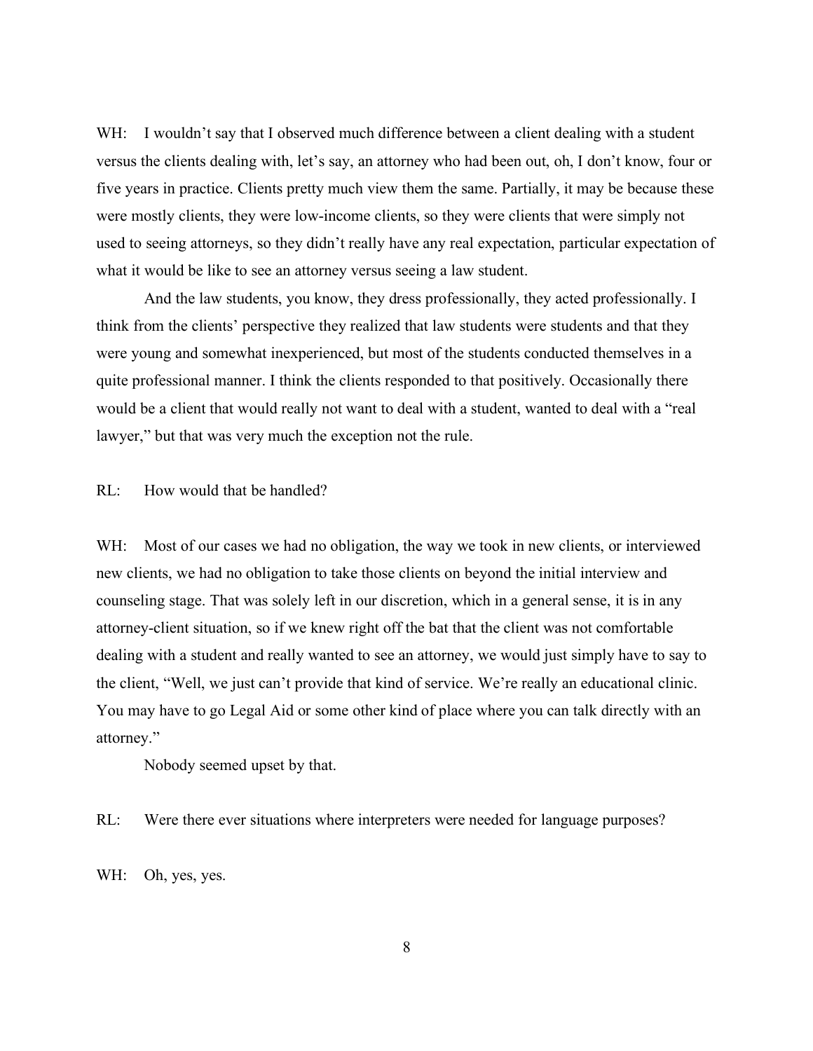WH: I wouldn't say that I observed much difference between a client dealing with a student versus the clients dealing with, let's say, an attorney who had been out, oh, I don't know, four or five years in practice. Clients pretty much view them the same. Partially, it may be because these were mostly clients, they were low-income clients, so they were clients that were simply not used to seeing attorneys, so they didn't really have any real expectation, particular expectation of what it would be like to see an attorney versus seeing a law student.

And the law students, you know, they dress professionally, they acted professionally. I think from the clients' perspective they realized that law students were students and that they were young and somewhat inexperienced, but most of the students conducted themselves in a quite professional manner. I think the clients responded to that positively. Occasionally there would be a client that would really not want to deal with a student, wanted to deal with a "real lawyer," but that was very much the exception not the rule.

RL: How would that be handled?

WH: Most of our cases we had no obligation, the way we took in new clients, or interviewed new clients, we had no obligation to take those clients on beyond the initial interview and counseling stage. That was solely left in our discretion, which in a general sense, it is in any attorney-client situation, so if we knew right off the bat that the client was not comfortable dealing with a student and really wanted to see an attorney, we would just simply have to say to the client, "Well, we just can't provide that kind of service. We're really an educational clinic. You may have to go Legal Aid or some other kind of place where you can talk directly with an attorney."

Nobody seemed upset by that.

RL: Were there ever situations where interpreters were needed for language purposes?

WH: Oh, yes, yes.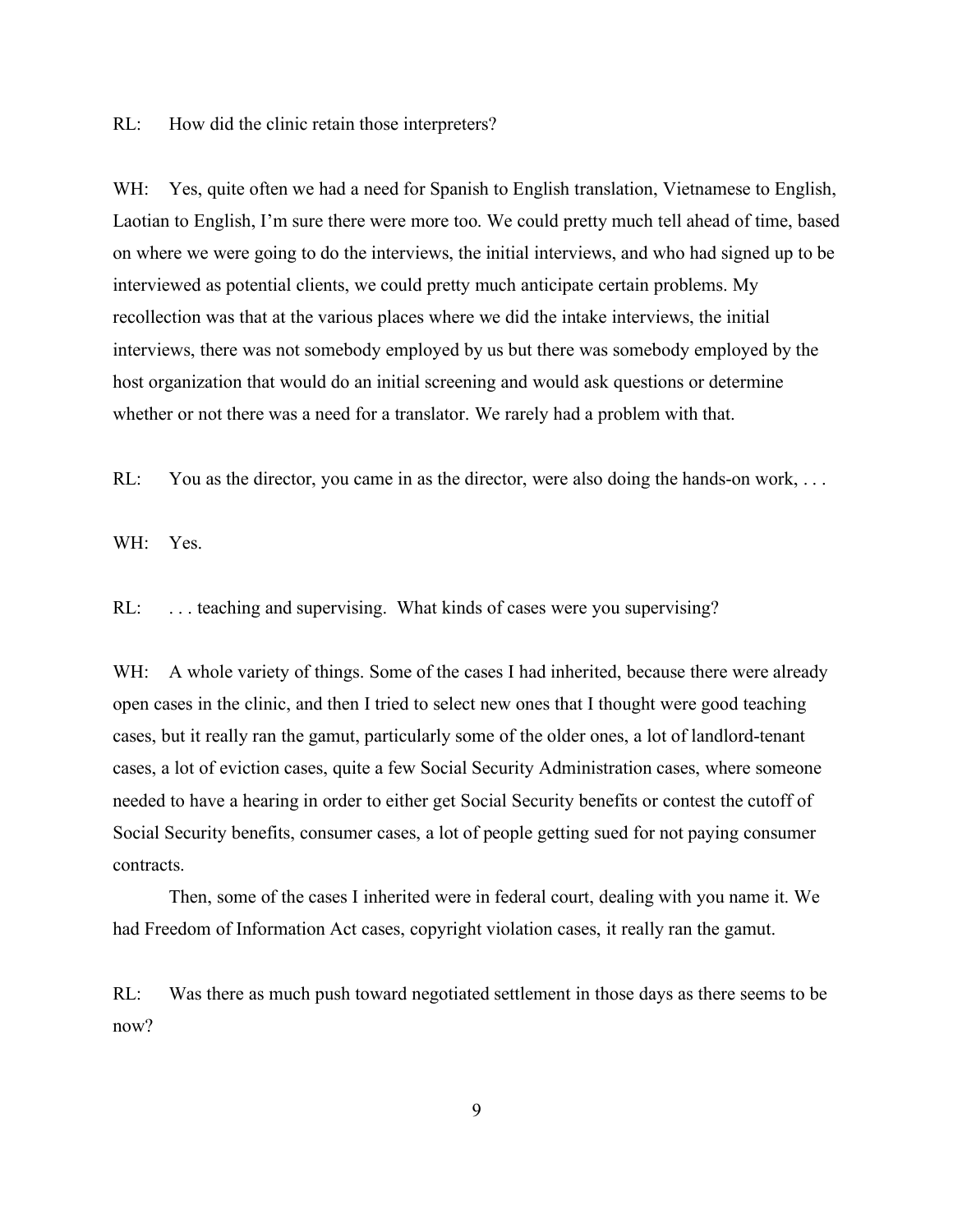RL: How did the clinic retain those interpreters?

WH: Yes, quite often we had a need for Spanish to English translation, Vietnamese to English, Laotian to English, I'm sure there were more too. We could pretty much tell ahead of time, based on where we were going to do the interviews, the initial interviews, and who had signed up to be interviewed as potential clients, we could pretty much anticipate certain problems. My recollection was that at the various places where we did the intake interviews, the initial interviews, there was not somebody employed by us but there was somebody employed by the host organization that would do an initial screening and would ask questions or determine whether or not there was a need for a translator. We rarely had a problem with that.

RL: You as the director, you came in as the director, were also doing the hands-on work, . . .

WH: Yes.

RL: . . . teaching and supervising. What kinds of cases were you supervising?

WH: A whole variety of things. Some of the cases I had inherited, because there were already open cases in the clinic, and then I tried to select new ones that I thought were good teaching cases, but it really ran the gamut, particularly some of the older ones, a lot of landlord-tenant cases, a lot of eviction cases, quite a few Social Security Administration cases, where someone needed to have a hearing in order to either get Social Security benefits or contest the cutoff of Social Security benefits, consumer cases, a lot of people getting sued for not paying consumer contracts.

Then, some of the cases I inherited were in federal court, dealing with you name it. We had Freedom of Information Act cases, copyright violation cases, it really ran the gamut.

RL: Was there as much push toward negotiated settlement in those days as there seems to be now?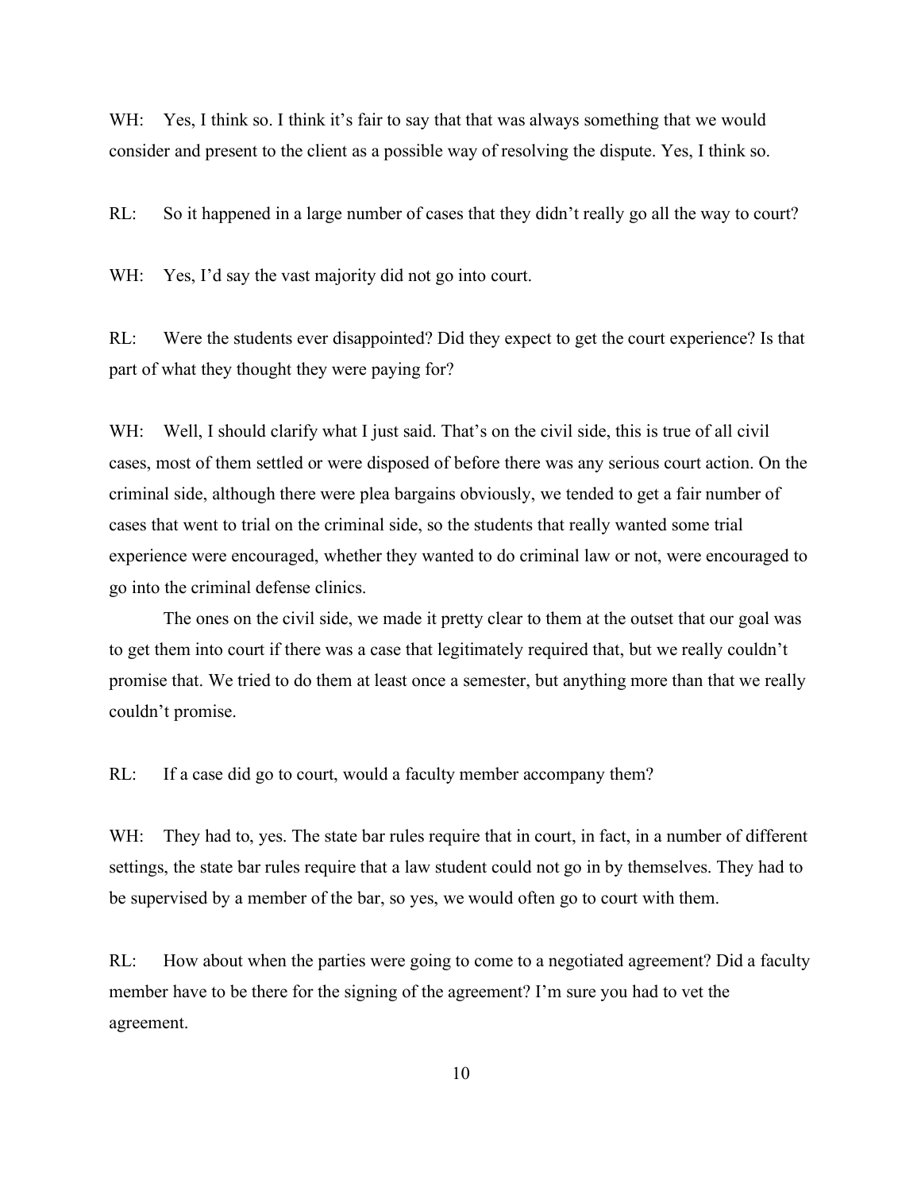WH: Yes, I think so. I think it's fair to say that that was always something that we would consider and present to the client as a possible way of resolving the dispute. Yes, I think so.

RL: So it happened in a large number of cases that they didn't really go all the way to court?

WH: Yes, I'd say the vast majority did not go into court.

RL: Were the students ever disappointed? Did they expect to get the court experience? Is that part of what they thought they were paying for?

WH: Well, I should clarify what I just said. That's on the civil side, this is true of all civil cases, most of them settled or were disposed of before there was any serious court action. On the criminal side, although there were plea bargains obviously, we tended to get a fair number of cases that went to trial on the criminal side, so the students that really wanted some trial experience were encouraged, whether they wanted to do criminal law or not, were encouraged to go into the criminal defense clinics.

The ones on the civil side, we made it pretty clear to them at the outset that our goal was to get them into court if there was a case that legitimately required that, but we really couldn't promise that. We tried to do them at least once a semester, but anything more than that we really couldn't promise.

RL: If a case did go to court, would a faculty member accompany them?

WH: They had to, yes. The state bar rules require that in court, in fact, in a number of different settings, the state bar rules require that a law student could not go in by themselves. They had to be supervised by a member of the bar, so yes, we would often go to court with them.

RL: How about when the parties were going to come to a negotiated agreement? Did a faculty member have to be there for the signing of the agreement? I'm sure you had to vet the agreement.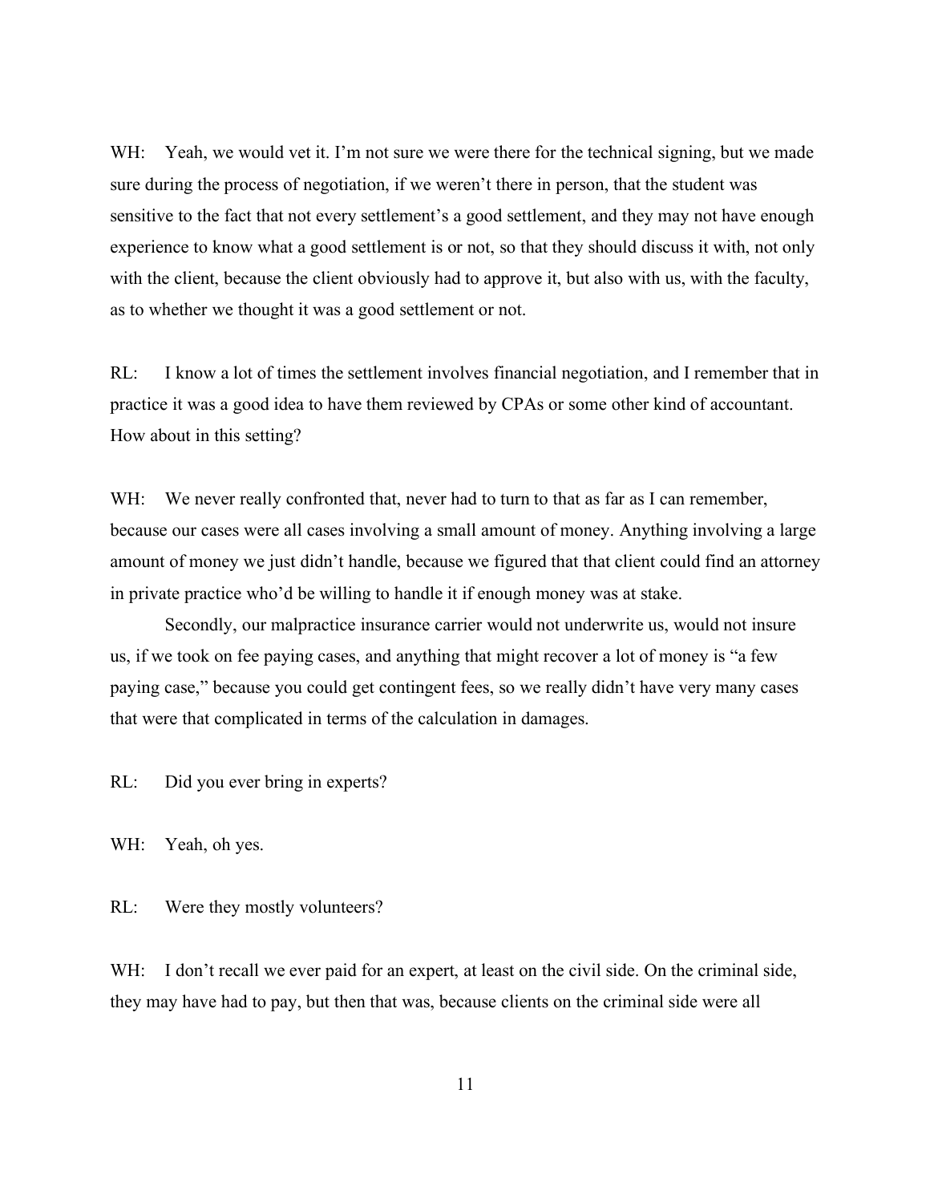WH: Yeah, we would vet it. I'm not sure we were there for the technical signing, but we made sure during the process of negotiation, if we weren't there in person, that the student was sensitive to the fact that not every settlement's a good settlement, and they may not have enough experience to know what a good settlement is or not, so that they should discuss it with, not only with the client, because the client obviously had to approve it, but also with us, with the faculty, as to whether we thought it was a good settlement or not.

RL: I know a lot of times the settlement involves financial negotiation, and I remember that in practice it was a good idea to have them reviewed by CPAs or some other kind of accountant. How about in this setting?

WH: We never really confronted that, never had to turn to that as far as I can remember, because our cases were all cases involving a small amount of money. Anything involving a large amount of money we just didn't handle, because we figured that that client could find an attorney in private practice who'd be willing to handle it if enough money was at stake.

Secondly, our malpractice insurance carrier would not underwrite us, would not insure us, if we took on fee paying cases, and anything that might recover a lot of money is "a few paying case," because you could get contingent fees, so we really didn't have very many cases that were that complicated in terms of the calculation in damages.

RL: Did you ever bring in experts?

WH: Yeah, oh yes.

RL: Were they mostly volunteers?

WH: I don't recall we ever paid for an expert, at least on the civil side. On the criminal side, they may have had to pay, but then that was, because clients on the criminal side were all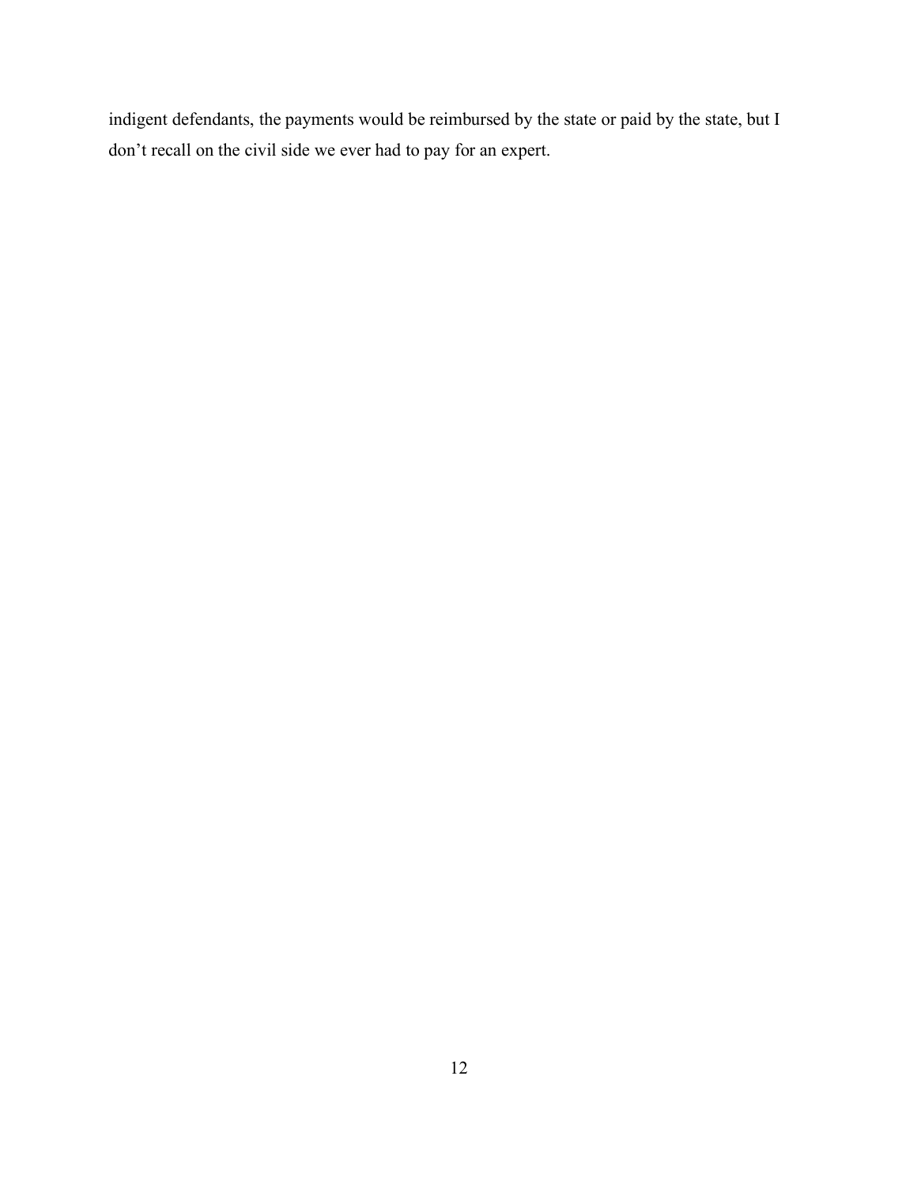indigent defendants, the payments would be reimbursed by the state or paid by the state, but I don’t recall on the civil side we ever had to pay for an expert.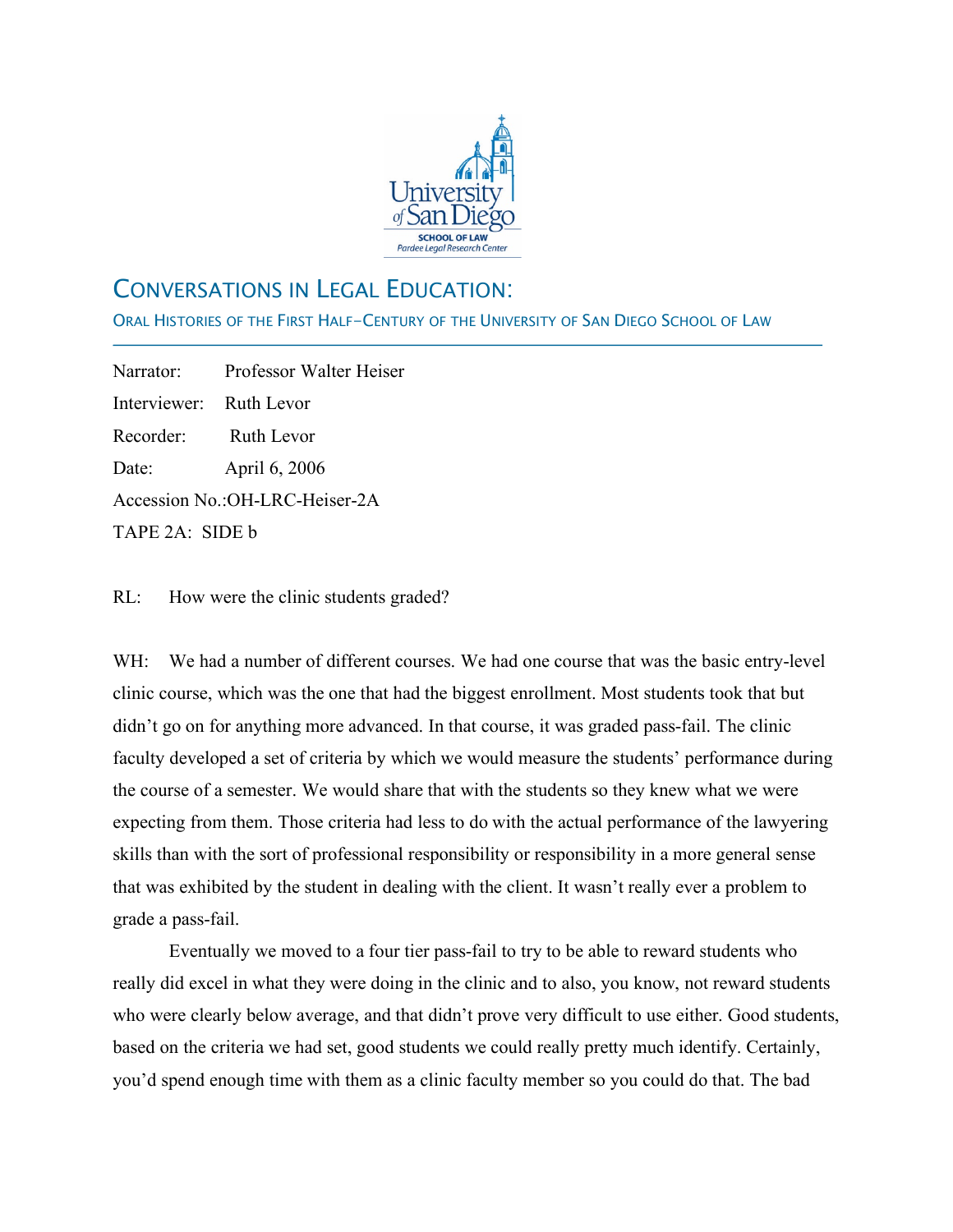# CONVERSATIONS IN LEGAL EDUCATION:

## ORAL HISTORIES OF THE FIRST HALF-CENTURY OF THE UNIVERSITY OF SAN DIEGO SCHOOL OF LAW

Narrator: Professor Walter Heiser

Interviewer: Ruth Levor

Recorder: Ruth Levor

Date: April 6, 2006

Accession No.:OH-LRC-Heiser-2A

TAPE 2A: SIDE b

RL: How were the clinic students graded?

WH: We had a number of different courses. We had one course that was the basic entry-level clinic course, which was the one that had the biggest enrollment. Most students took that but didn't go on for anything more advanced. In that course, it was graded pass-fail. The clinic faculty developed a set of criteria by which we would measure the students' performance during the course of a semester. We would share that with the students so they knew what we were expecting from them. Those criteria had less to do with the actual performance of the lawyering skills than with the sort of professional responsibility or responsibility in a more general sense that was exhibited by the student in dealing with the client. It wasn't really ever a problem to grade a pass-fail.

Eventually we moved to a four tier pass-fail to try to be able to reward students who really did excel in what they were doing in the clinic and to also, you know, not reward students who were clearly below average, and that didn't prove very difficult to use either. Good students, based on the criteria we had set, good students we could really pretty much identify. Certainly, you'd spend enough time with them as a clinic faculty member so you could do that. The bad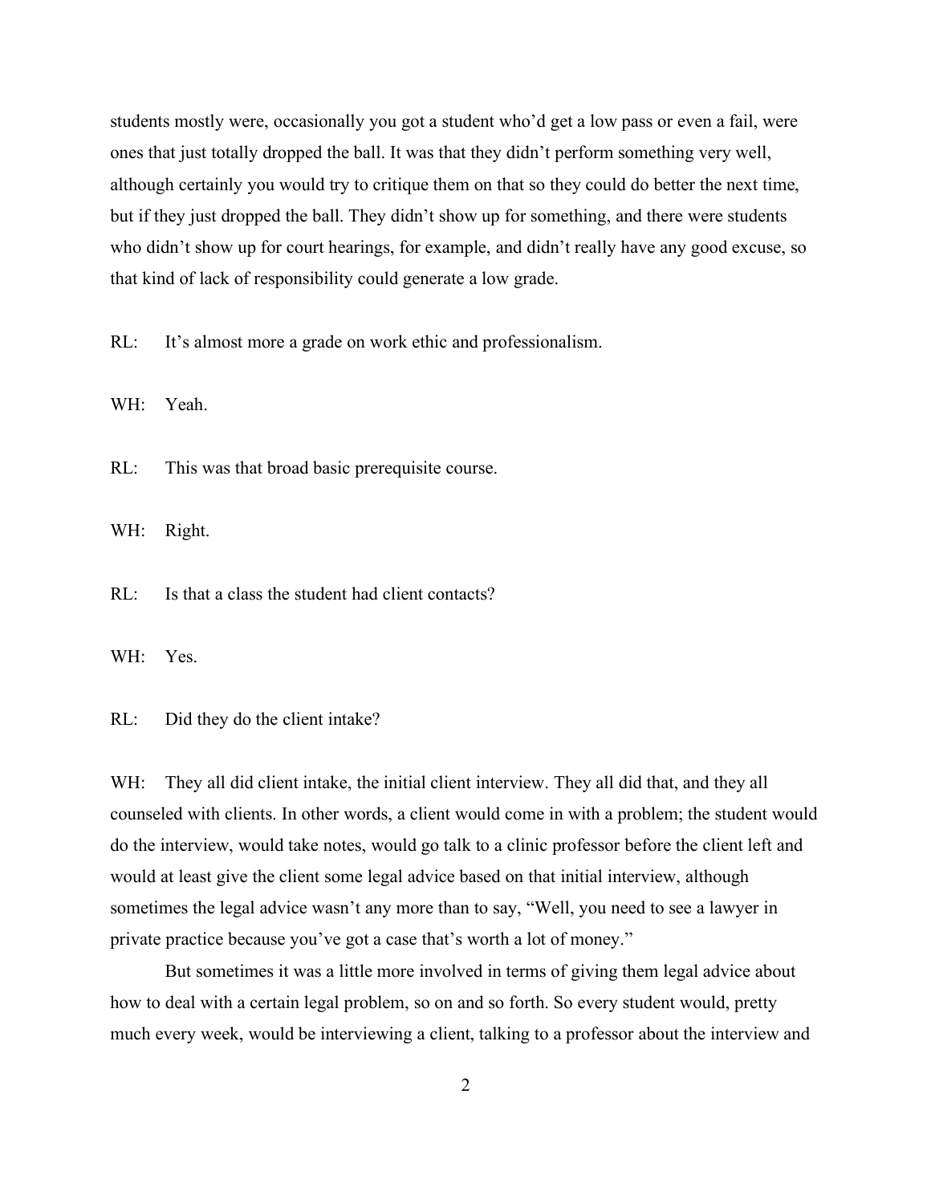students mostly were, occasionally you got a student who'd get a low pass or even a fail, were ones that just totally dropped the ball. It was that they didn't perform something very well, although certainly you would try to critique them on that so they could do better the next time, but if they just dropped the ball. They didn't show up for something, and there were students who didn't show up for court hearings, for example, and didn't really have any good excuse, so that kind of lack of responsibility could generate a low grade.

RL: It's almost more a grade on work ethic and professionalism.

WH: Yeah.

RL: This was that broad basic prerequisite course.

WH: Right.

RL: Is that a class the student had client contacts?

WH: Yes.

RL: Did they do the client intake?

WH: They all did client intake, the initial client interview. They all did that, and they all counseled with clients. In other words, a client would come in with a problem; the student would do the interview, would take notes, would go talk to a clinic professor before the client left and would at least give the client some legal advice based on that initial interview, although sometimes the legal advice wasn't any more than to say, "Well, you need to see a lawyer in private practice because you've got a case that's worth a lot of money."

But sometimes it was a little more involved in terms of giving them legal advice about how to deal with a certain legal problem, so on and so forth. So every student would, pretty much every week, would be interviewing a client, talking to a professor about the interview and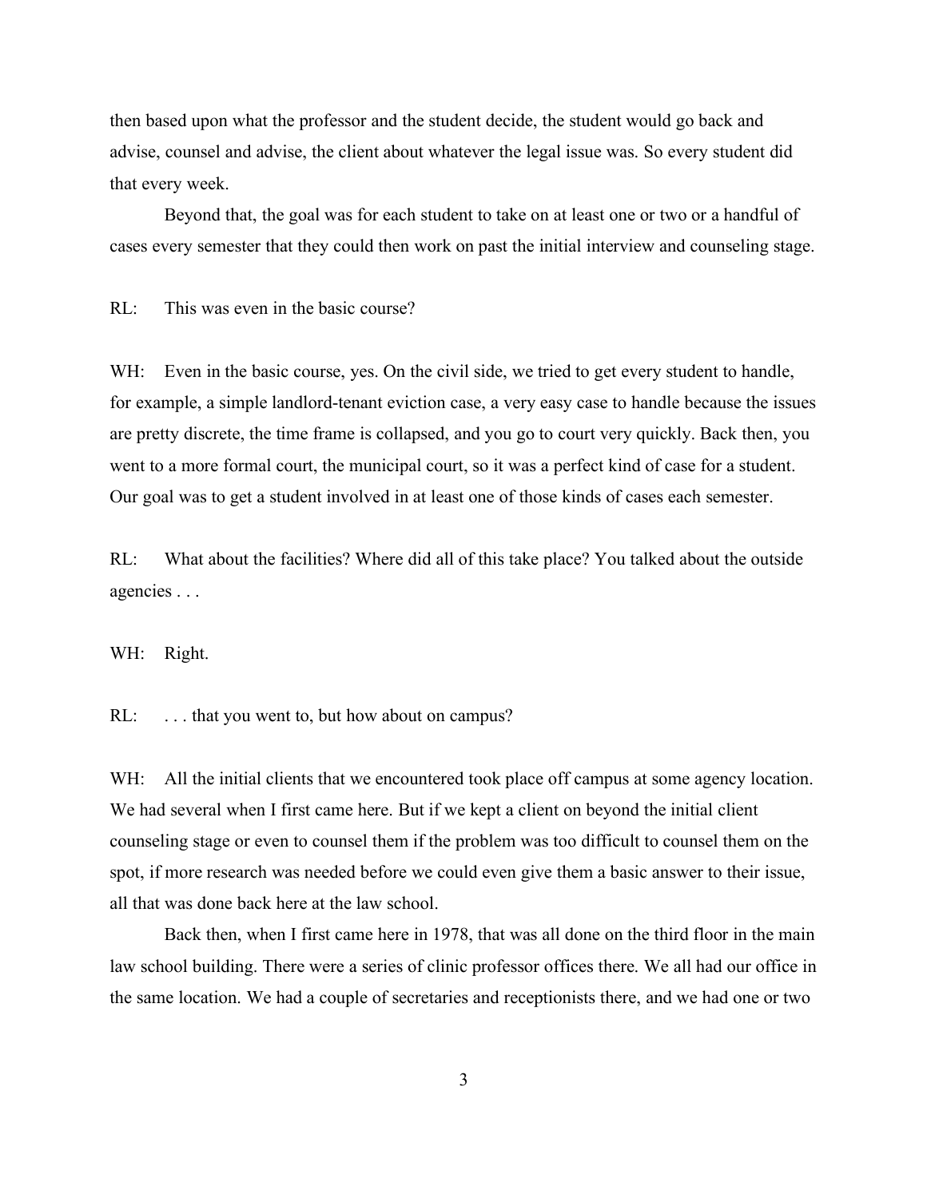then based upon what the professor and the student decide, the student would go back and advise, counsel and advise, the client about whatever the legal issue was. So every student did that every week.

Beyond that, the goal was for each student to take on at least one or two or a handful of cases every semester that they could then work on past the initial interview and counseling stage.

RL: This was even in the basic course?

WH: Even in the basic course, yes. On the civil side, we tried to get every student to handle, for example, a simple landlord-tenant eviction case, a very easy case to handle because the issues are pretty discrete, the time frame is collapsed, and you go to court very quickly. Back then, you went to a more formal court, the municipal court, so it was a perfect kind of case for a student. Our goal was to get a student involved in at least one of those kinds of cases each semester.

RL: What about the facilities? Where did all of this take place? You talked about the outside agencies . . .

WH: Right.

RL: . . . that you went to, but how about on campus?

WH: All the initial clients that we encountered took place off campus at some agency location. We had several when I first came here. But if we kept a client on beyond the initial client counseling stage or even to counsel them if the problem was too difficult to counsel them on the spot, if more research was needed before we could even give them a basic answer to their issue, all that was done back here at the law school.

Back then, when I first came here in 1978, that was all done on the third floor in the main law school building. There were a series of clinic professor offices there. We all had our office in the same location. We had a couple of secretaries and receptionists there, and we had one or two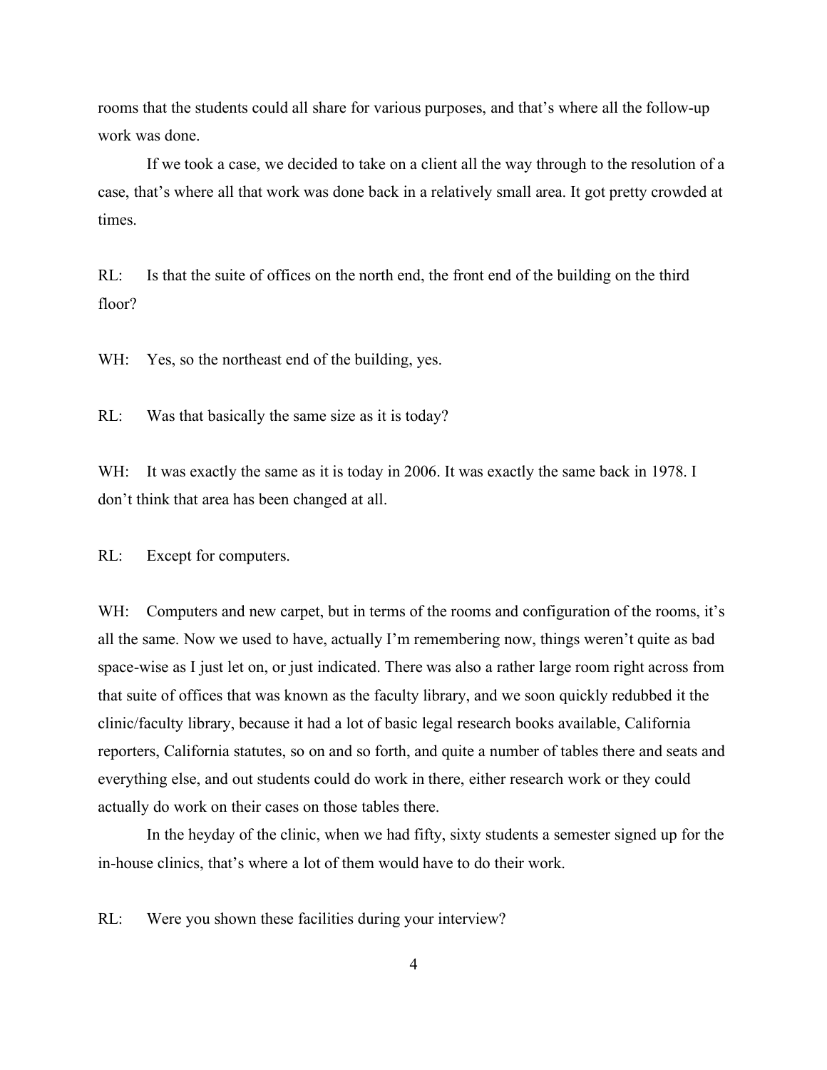rooms that the students could all share for various purposes, and that's where all the follow-up work was done.

If we took a case, we decided to take on a client all the way through to the resolution of a case, that's where all that work was done back in a relatively small area. It got pretty crowded at times.

RL: Is that the suite of offices on the north end, the front end of the building on the third floor?

WH: Yes, so the northeast end of the building, yes.

RL: Was that basically the same size as it is today?

WH: It was exactly the same as it is today in 2006. It was exactly the same back in 1978. I don't think that area has been changed at all.

RL: Except for computers.

WH: Computers and new carpet, but in terms of the rooms and configuration of the rooms, it's all the same. Now we used to have, actually I'm remembering now, things weren't quite as bad space-wise as I just let on, or just indicated. There was also a rather large room right across from that suite of offices that was known as the faculty library, and we soon quickly redubbed it the clinic/faculty library, because it had a lot of basic legal research books available, California reporters, California statutes, so on and so forth, and quite a number of tables there and seats and everything else, and out students could do work in there, either research work or they could actually do work on their cases on those tables there.

In the heyday of the clinic, when we had fifty, sixty students a semester signed up for the in-house clinics, that's where a lot of them would have to do their work.

RL: Were you shown these facilities during your interview?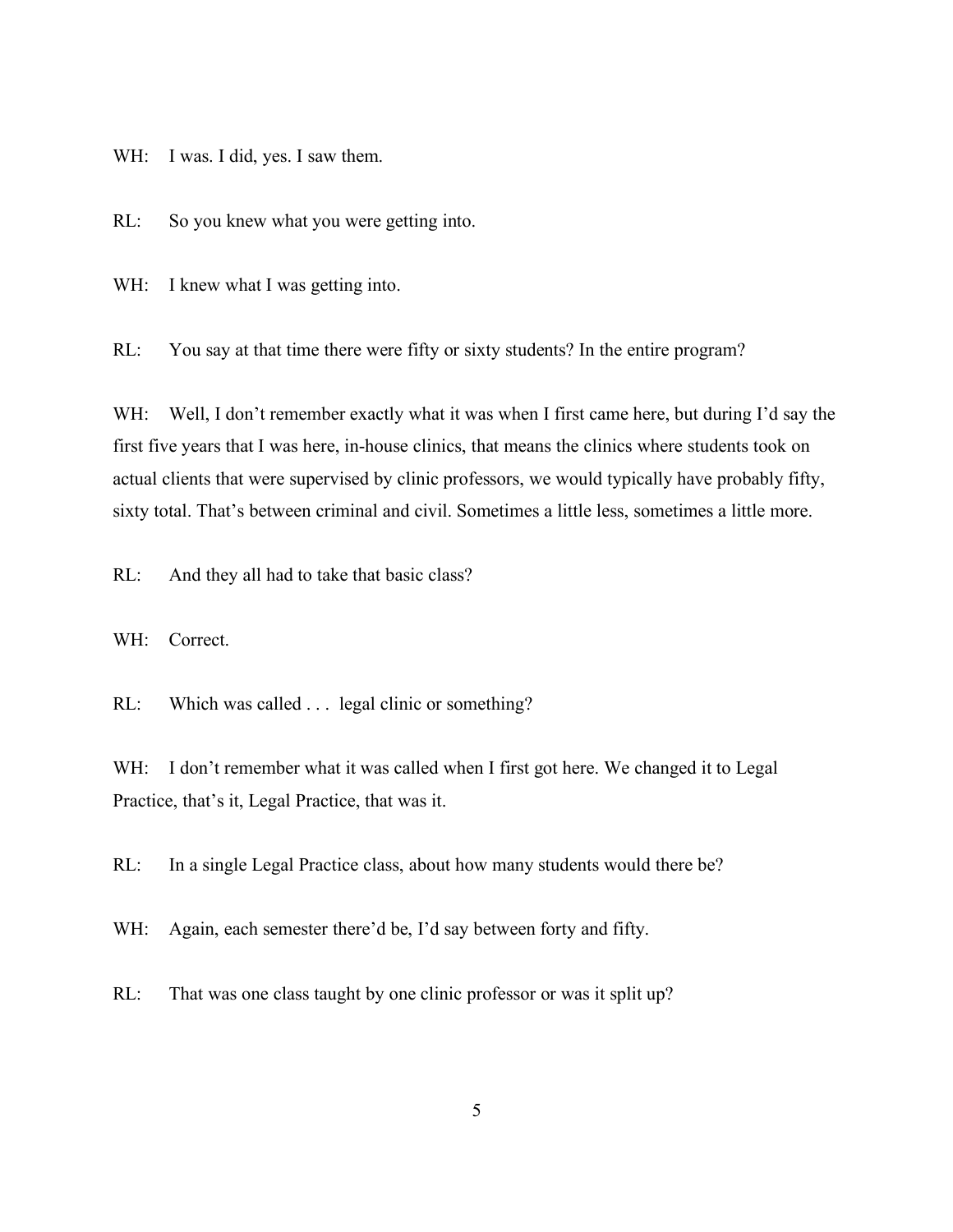WH: I was. I did, yes. I saw them.

RL: So you knew what you were getting into.

WH: I knew what I was getting into.

RL: You say at that time there were fifty or sixty students? In the entire program?

WH: Well, I don't remember exactly what it was when I first came here, but during I'd say the first five years that I was here, in-house clinics, that means the clinics where students took on actual clients that were supervised by clinic professors, we would typically have probably fifty, sixty total. That's between criminal and civil. Sometimes a little less, sometimes a little more.

RL: And they all had to take that basic class?

WH: Correct.

RL: Which was called . . . legal clinic or something?

WH: I don't remember what it was called when I first got here. We changed it to Legal Practice, that's it, Legal Practice, that was it.

RL: In a single Legal Practice class, about how many students would there be?

WH: Again, each semester there'd be, I'd say between forty and fifty.

RL: That was one class taught by one clinic professor or was it split up?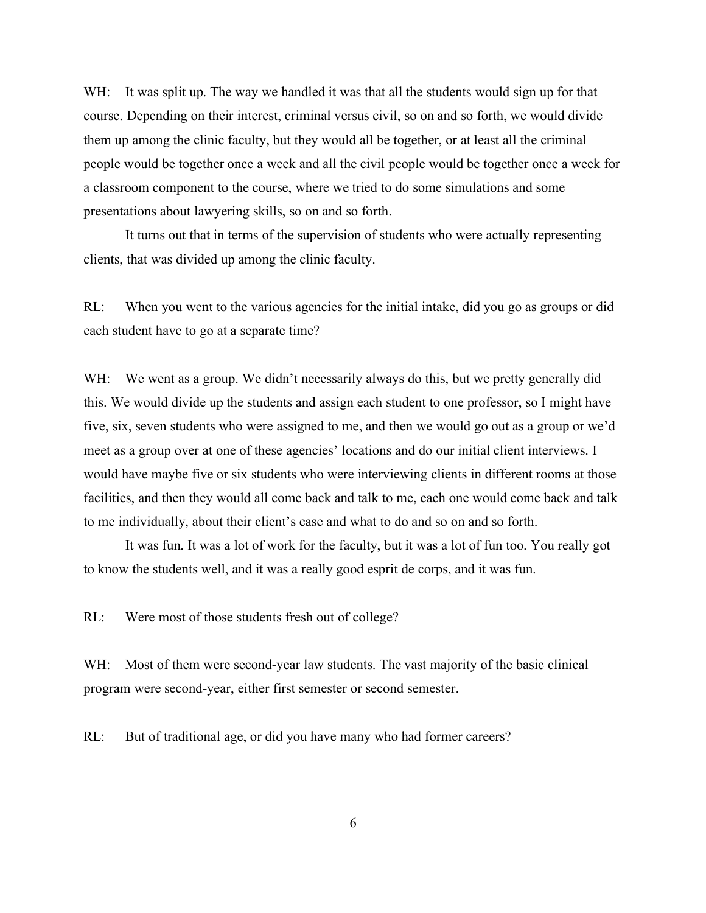WH: It was split up. The way we handled it was that all the students would sign up for that course. Depending on their interest, criminal versus civil, so on and so forth, we would divide them up among the clinic faculty, but they would all be together, or at least all the criminal people would be together once a week and all the civil people would be together once a week for a classroom component to the course, where we tried to do some simulations and some presentations about lawyering skills, so on and so forth.

It turns out that in terms of the supervision of students who were actually representing clients, that was divided up among the clinic faculty.

RL: When you went to the various agencies for the initial intake, did you go as groups or did each student have to go at a separate time?

WH: We went as a group. We didn't necessarily always do this, but we pretty generally did this. We would divide up the students and assign each student to one professor, so I might have five, six, seven students who were assigned to me, and then we would go out as a group or we'd meet as a group over at one of these agencies' locations and do our initial client interviews. I would have maybe five or six students who were interviewing clients in different rooms at those facilities, and then they would all come back and talk to me, each one would come back and talk to me individually, about their client's case and what to do and so on and so forth.

It was fun. It was a lot of work for the faculty, but it was a lot of fun too. You really got to know the students well, and it was a really good esprit de corps, and it was fun.

RL: Were most of those students fresh out of college?

WH: Most of them were second-year law students. The vast majority of the basic clinical program were second-year, either first semester or second semester.

RL: But of traditional age, or did you have many who had former careers?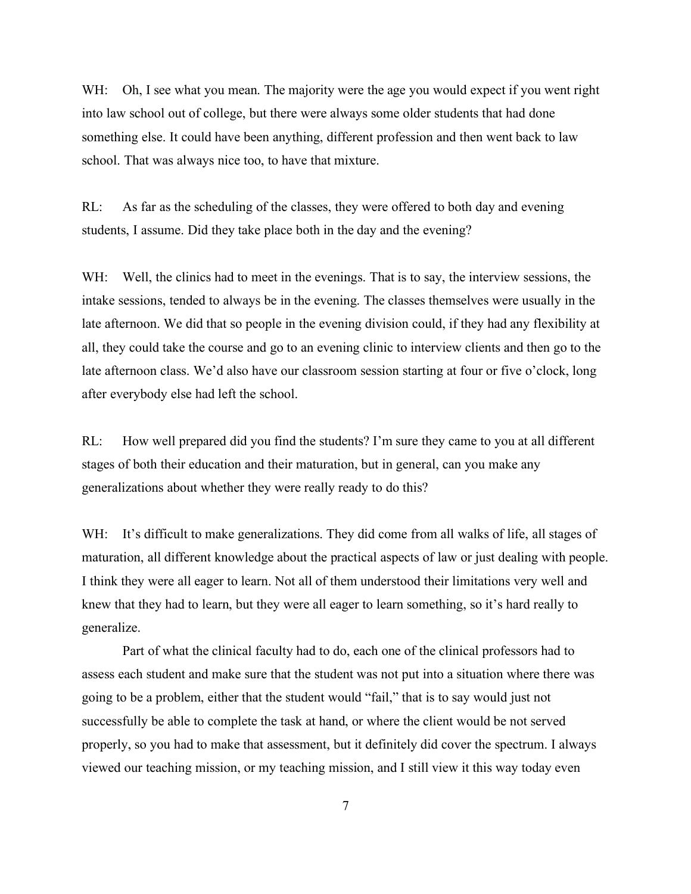WH: Oh, I see what you mean. The majority were the age you would expect if you went right into law school out of college, but there were always some older students that had done something else. It could have been anything, different profession and then went back to law school. That was always nice too, to have that mixture.

RL: As far as the scheduling of the classes, they were offered to both day and evening students, I assume. Did they take place both in the day and the evening?

WH: Well, the clinics had to meet in the evenings. That is to say, the interview sessions, the intake sessions, tended to always be in the evening. The classes themselves were usually in the late afternoon. We did that so people in the evening division could, if they had any flexibility at all, they could take the course and go to an evening clinic to interview clients and then go to the late afternoon class. We'd also have our classroom session starting at four or five o'clock, long after everybody else had left the school.

RL: How well prepared did you find the students? I'm sure they came to you at all different stages of both their education and their maturation, but in general, can you make any generalizations about whether they were really ready to do this?

WH: It's difficult to make generalizations. They did come from all walks of life, all stages of maturation, all different knowledge about the practical aspects of law or just dealing with people. I think they were all eager to learn. Not all of them understood their limitations very well and knew that they had to learn, but they were all eager to learn something, so it's hard really to generalize.

Part of what the clinical faculty had to do, each one of the clinical professors had to assess each student and make sure that the student was not put into a situation where there was going to be a problem, either that the student would "fail," that is to say would just not successfully be able to complete the task at hand, or where the client would be not served properly, so you had to make that assessment, but it definitely did cover the spectrum. I always viewed our teaching mission, or my teaching mission, and I still view it this way today even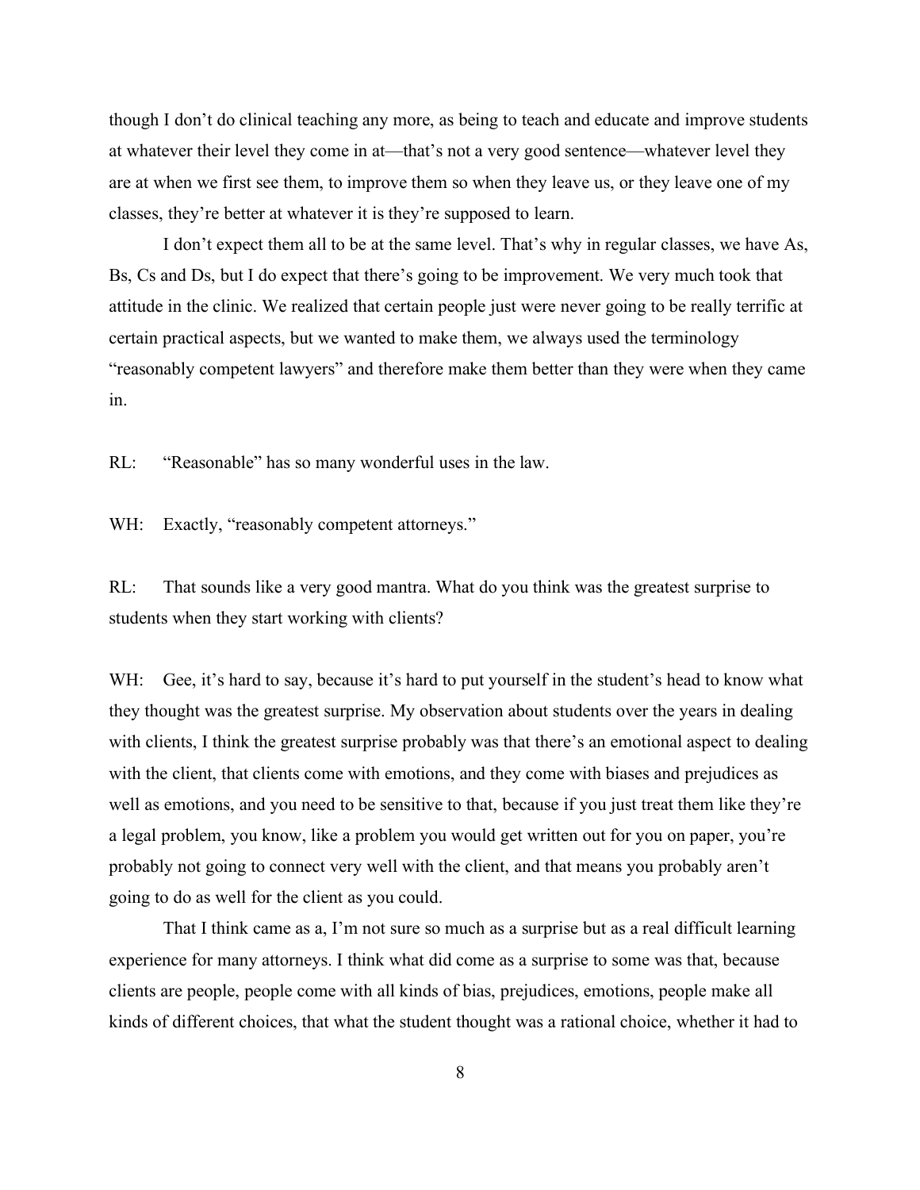though I don't do clinical teaching any more, as being to teach and educate and improve students at whatever their level they come in at—that's not a very good sentence—whatever level they are at when we first see them, to improve them so when they leave us, or they leave one of my classes, they're better at whatever it is they're supposed to learn.

I don't expect them all to be at the same level. That's why in regular classes, we have As, Bs, Cs and Ds, but I do expect that there's going to be improvement. We very much took that attitude in the clinic. We realized that certain people just were never going to be really terrific at certain practical aspects, but we wanted to make them, we always used the terminology "reasonably competent lawyers" and therefore make them better than they were when they came in.

RL: "Reasonable" has so many wonderful uses in the law.

WH: Exactly, "reasonably competent attorneys."

RL: That sounds like a very good mantra. What do you think was the greatest surprise to students when they start working with clients?

WH: Gee, it's hard to say, because it's hard to put yourself in the student's head to know what they thought was the greatest surprise. My observation about students over the years in dealing with clients, I think the greatest surprise probably was that there's an emotional aspect to dealing with the client, that clients come with emotions, and they come with biases and prejudices as well as emotions, and you need to be sensitive to that, because if you just treat them like they're a legal problem, you know, like a problem you would get written out for you on paper, you're probably not going to connect very well with the client, and that means you probably aren't going to do as well for the client as you could.

That I think came as a, I'm not sure so much as a surprise but as a real difficult learning experience for many attorneys. I think what did come as a surprise to some was that, because clients are people, people come with all kinds of bias, prejudices, emotions, people make all kinds of different choices, that what the student thought was a rational choice, whether it had to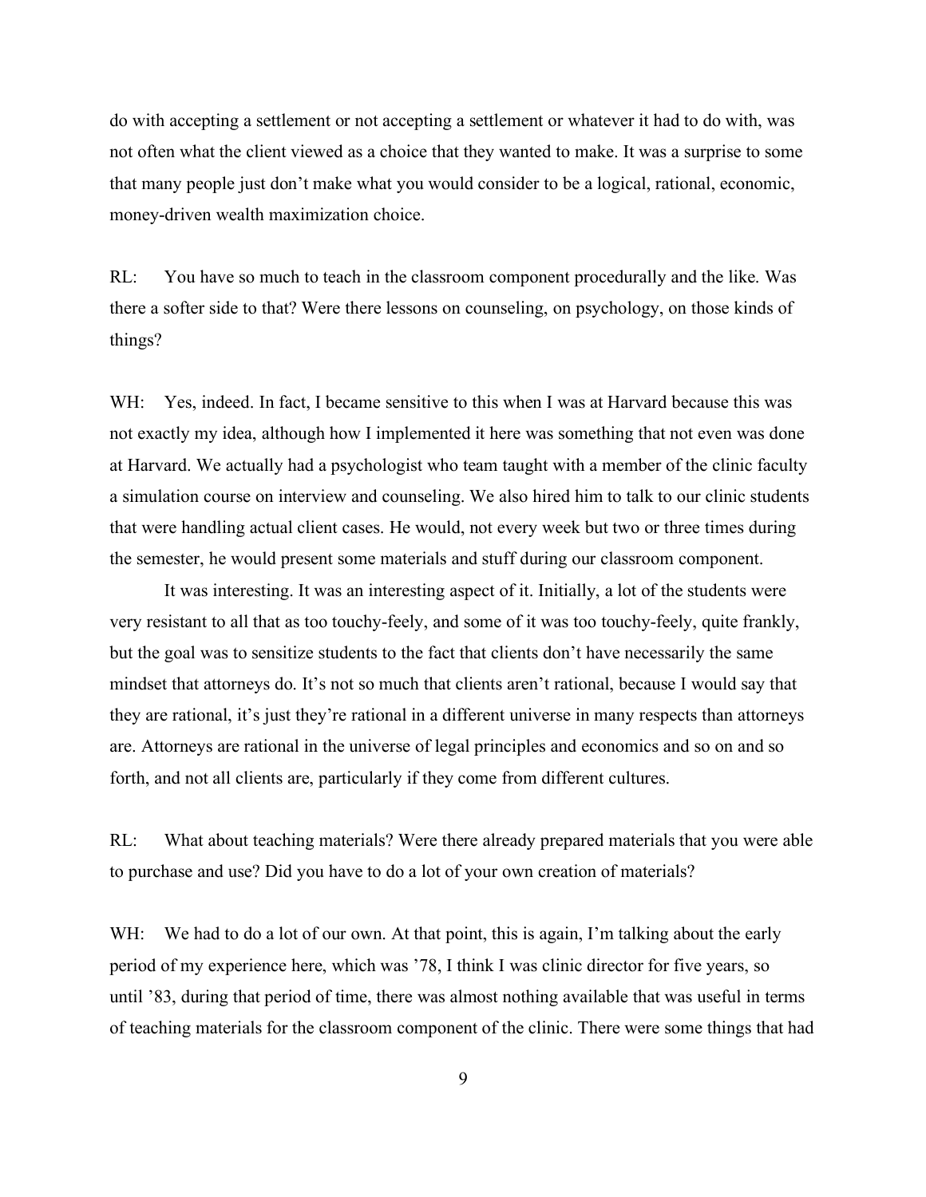do with accepting a settlement or not accepting a settlement or whatever it had to do with, was not often what the client viewed as a choice that they wanted to make. It was a surprise to some that many people just don't make what you would consider to be a logical, rational, economic, money-driven wealth maximization choice.

RL: You have so much to teach in the classroom component procedurally and the like. Was there a softer side to that? Were there lessons on counseling, on psychology, on those kinds of things?

WH: Yes, indeed. In fact, I became sensitive to this when I was at Harvard because this was not exactly my idea, although how I implemented it here was something that not even was done at Harvard. We actually had a psychologist who team taught with a member of the clinic faculty a simulation course on interview and counseling. We also hired him to talk to our clinic students that were handling actual client cases. He would, not every week but two or three times during the semester, he would present some materials and stuff during our classroom component.

It was interesting. It was an interesting aspect of it. Initially, a lot of the students were very resistant to all that as too touchy-feely, and some of it was too touchy-feely, quite frankly, but the goal was to sensitize students to the fact that clients don't have necessarily the same mindset that attorneys do. It's not so much that clients aren't rational, because I would say that they are rational, it's just they're rational in a different universe in many respects than attorneys are. Attorneys are rational in the universe of legal principles and economics and so on and so forth, and not all clients are, particularly if they come from different cultures.

RL: What about teaching materials? Were there already prepared materials that you were able to purchase and use? Did you have to do a lot of your own creation of materials?

WH: We had to do a lot of our own. At that point, this is again, I'm talking about the early period of my experience here, which was '78, I think I was clinic director for five years, so until '83, during that period of time, there was almost nothing available that was useful in terms of teaching materials for the classroom component of the clinic. There were some things that had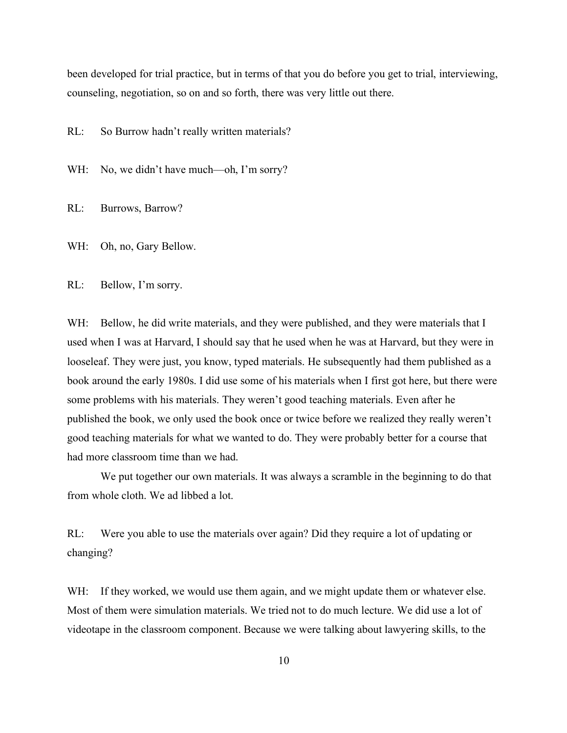been developed for trial practice, but in terms of that you do before you get to trial, interviewing, counseling, negotiation, so on and so forth, there was very little out there.

RL: So Burrow hadn't really written materials?

WH: No, we didn't have much—oh, I'm sorry?

RL: Burrows, Barrow?

WH: Oh, no, Gary Bellow.

RL: Bellow, I'm sorry.

WH: Bellow, he did write materials, and they were published, and they were materials that I used when I was at Harvard, I should say that he used when he was at Harvard, but they were in looseleaf. They were just, you know, typed materials. He subsequently had them published as a book around the early 1980s. I did use some of his materials when I first got here, but there were some problems with his materials. They weren't good teaching materials. Even after he published the book, we only used the book once or twice before we realized they really weren't good teaching materials for what we wanted to do. They were probably better for a course that had more classroom time than we had.

We put together our own materials. It was always a scramble in the beginning to do that from whole cloth. We ad libbed a lot.

RL: Were you able to use the materials over again? Did they require a lot of updating or changing?

WH: If they worked, we would use them again, and we might update them or whatever else. Most of them were simulation materials. We tried not to do much lecture. We did use a lot of videotape in the classroom component. Because we were talking about lawyering skills, to the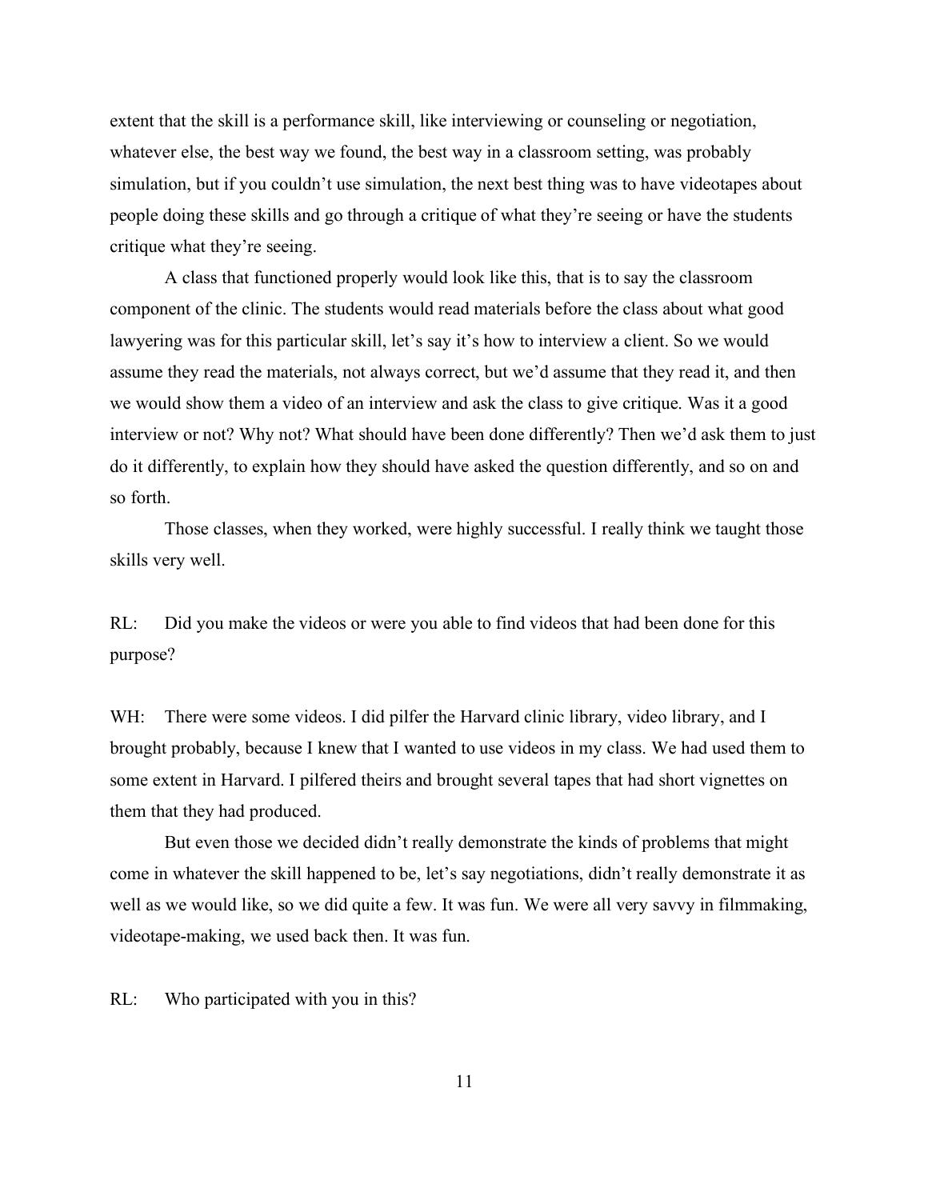extent that the skill is a performance skill, like interviewing or counseling or negotiation, whatever else, the best way we found, the best way in a classroom setting, was probably simulation, but if you couldn't use simulation, the next best thing was to have videotapes about people doing these skills and go through a critique of what they're seeing or have the students critique what they're seeing.

A class that functioned properly would look like this, that is to say the classroom component of the clinic. The students would read materials before the class about what good lawyering was for this particular skill, let's say it's how to interview a client. So we would assume they read the materials, not always correct, but we'd assume that they read it, and then we would show them a video of an interview and ask the class to give critique. Was it a good interview or not? Why not? What should have been done differently? Then we'd ask them to just do it differently, to explain how they should have asked the question differently, and so on and so forth.

Those classes, when they worked, were highly successful. I really think we taught those skills very well.

RL: Did you make the videos or were you able to find videos that had been done for this purpose?

WH: There were some videos. I did pilfer the Harvard clinic library, video library, and I brought probably, because I knew that I wanted to use videos in my class. We had used them to some extent in Harvard. I pilfered theirs and brought several tapes that had short vignettes on them that they had produced.

But even those we decided didn't really demonstrate the kinds of problems that might come in whatever the skill happened to be, let's say negotiations, didn't really demonstrate it as well as we would like, so we did quite a few. It was fun. We were all very savvy in filmmaking, videotape-making, we used back then. It was fun.

RL: Who participated with you in this?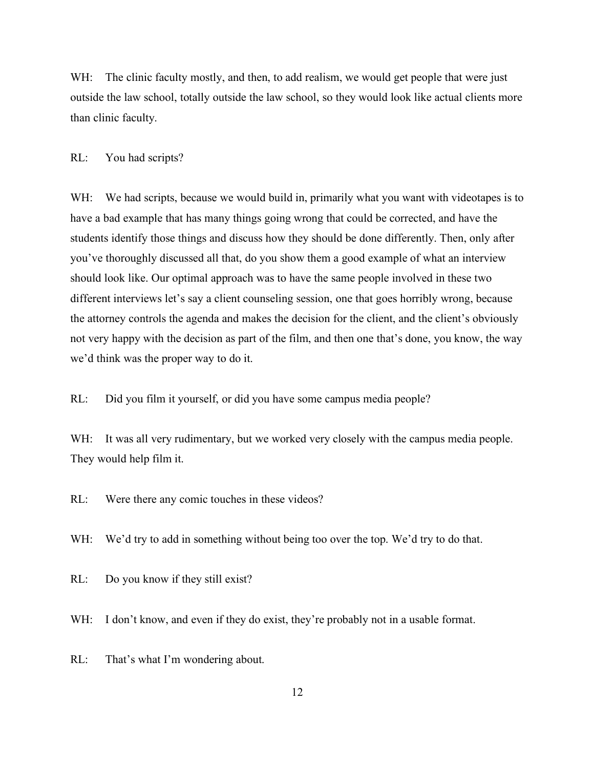WH: The clinic faculty mostly, and then, to add realism, we would get people that were just outside the law school, totally outside the law school, so they would look like actual clients more than clinic faculty.

RL: You had scripts?

WH: We had scripts, because we would build in, primarily what you want with videotapes is to have a bad example that has many things going wrong that could be corrected, and have the students identify those things and discuss how they should be done differently. Then, only after you've thoroughly discussed all that, do you show them a good example of what an interview should look like. Our optimal approach was to have the same people involved in these two different interviews let's say a client counseling session, one that goes horribly wrong, because the attorney controls the agenda and makes the decision for the client, and the client's obviously not very happy with the decision as part of the film, and then one that's done, you know, the way we'd think was the proper way to do it.

RL: Did you film it yourself, or did you have some campus media people?

WH: It was all very rudimentary, but we worked very closely with the campus media people. They would help film it.

RL: Were there any comic touches in these videos?

WH: We'd try to add in something without being too over the top. We'd try to do that.

RL: Do you know if they still exist?

WH: I don't know, and even if they do exist, they're probably not in a usable format.

RL: That's what I'm wondering about.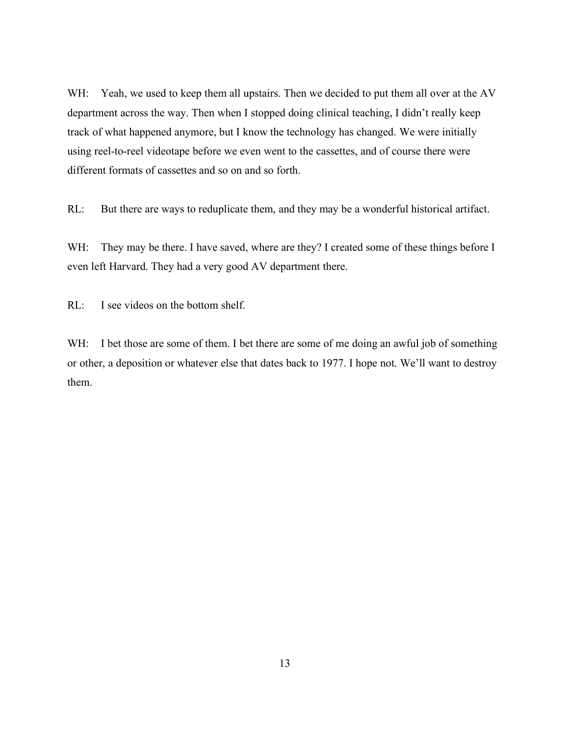WH: Yeah, we used to keep them all upstairs. Then we decided to put them all over at the AV department across the way. Then when I stopped doing clinical teaching, I didn't really keep track of what happened anymore, but I know the technology has changed. We were initially using reel-to-reel videotape before we even went to the cassettes, and of course there were different formats of cassettes and so on and so forth.

RL: But there are ways to reduplicate them, and they may be a wonderful historical artifact.

WH: They may be there. I have saved, where are they? I created some of these things before I even left Harvard. They had a very good AV department there.

RL: I see videos on the bottom shelf.

WH: I bet those are some of them. I bet there are some of me doing an awful job of something or other, a deposition or whatever else that dates back to 1977. I hope not. We'll want to destroy them.